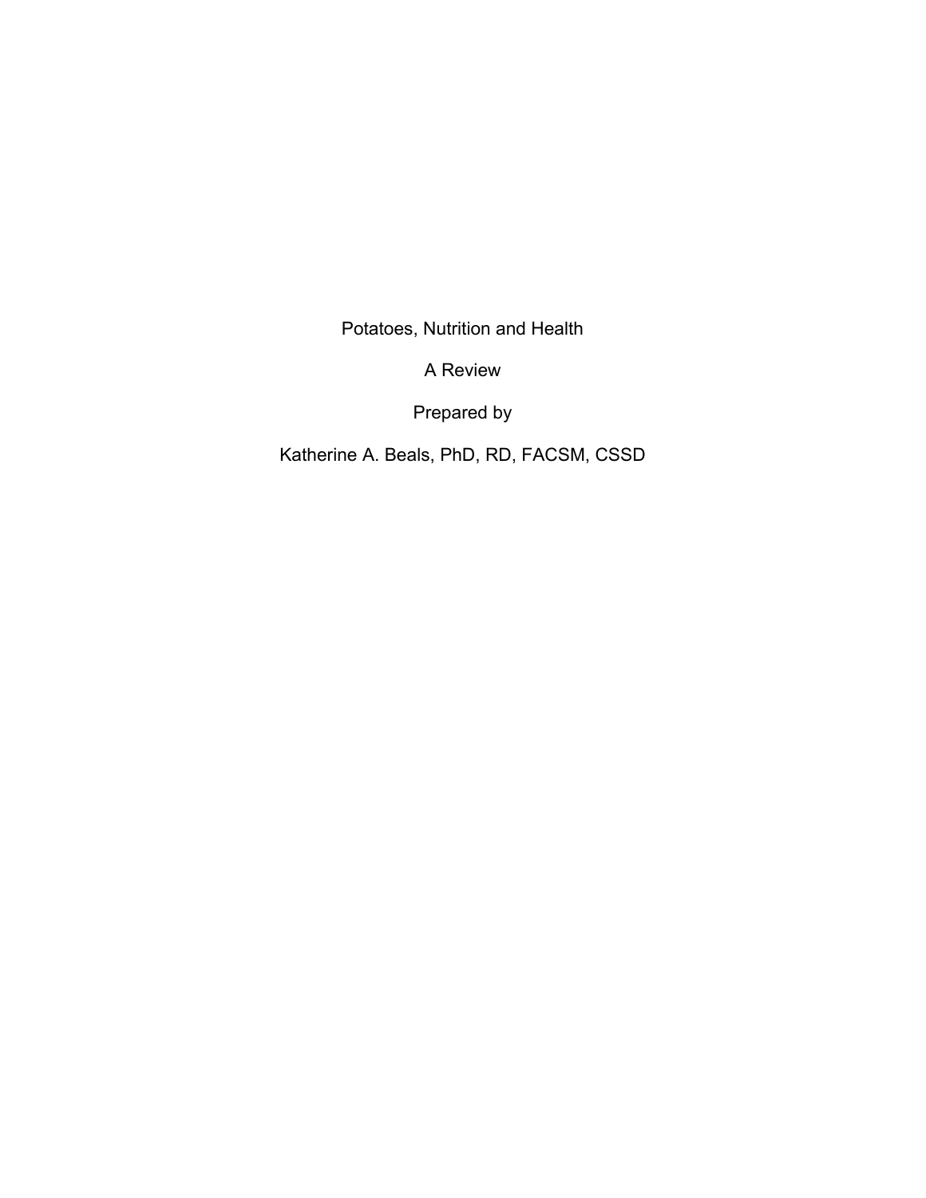# Potatoes, Nutrition and Health

A Review

Prepared by

Katherine A. Beals, PhD, RD, FACSM, CSSD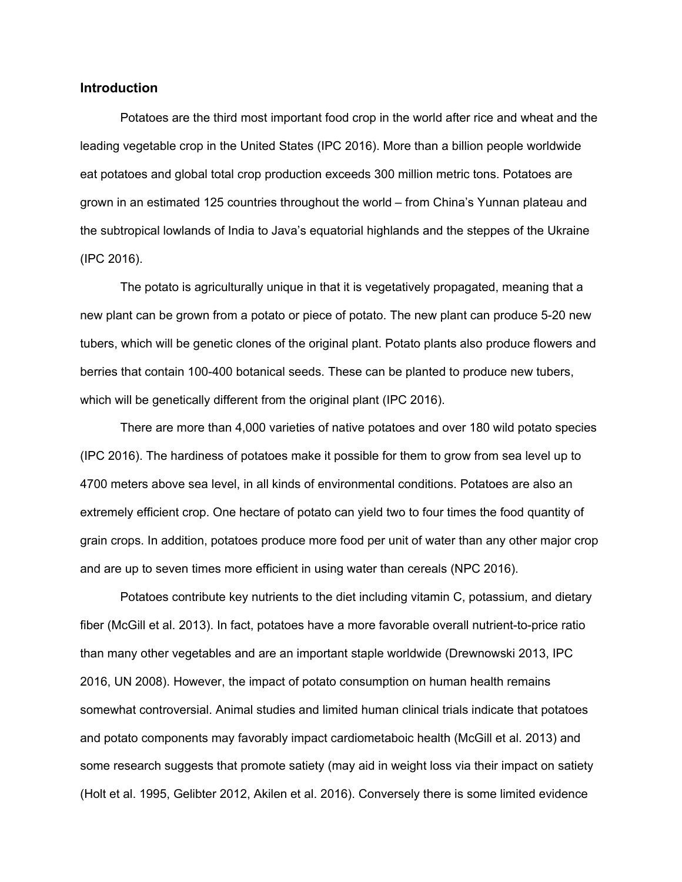## Introduction

Potatoes are the third most important food crop in the world after rice and wheat and the leading vegetable crop in the United States (IPC 2016). More than a billion people worldwide eat potatoes and global total crop production exceeds 300 million metric tons. Potatoes are grown in an estimated 125 countries throughout the world – from China's Yunnan plateau and the subtropical lowlands of India to Java's equatorial highlands and the steppes of the Ukraine (IPC 2016).

The potato is agriculturally unique in that it is vegetatively propagated, meaning that a new plant can be grown from a potato or piece of potato. The new plant can produce 5-20 new tubers, which will be genetic clones of the original plant. Potato plants also produce flowers and berries that contain 100-400 botanical seeds. These can be planted to produce new tubers, which will be genetically different from the original plant (IPC 2016).

There are more than 4,000 varieties of native potatoes and over 180 wild potato species (IPC 2016). The hardiness of potatoes make it possible for them to grow from sea level up to 4700 meters above sea level, in all kinds of environmental conditions. Potatoes are also an extremely efficient crop. One hectare of potato can yield two to four times the food quantity of grain crops. In addition, potatoes produce more food per unit of water than any other major crop and are up to seven times more efficient in using water than cereals (NPC 2016).

Potatoes contribute key nutrients to the diet including vitamin C, potassium, and dietary fiber (McGill et al. 2013). In fact, potatoes have a more favorable overall nutrient-to-price ratio than many other vegetables and are an important staple worldwide (Drewnowski 2013, IPC 2016, UN 2008). However, the impact of potato consumption on human health remains somewhat controversial. Animal studies and limited human clinical trials indicate that potatoes and potato components may favorably impact cardiometaboic health (McGill et al. 2013) and some research suggests that promote satiety (may aid in weight loss via their impact on satiety (Holt et al. 1995, Gelibter 2012, Akilen et al. 2016). Conversely there is some limited evidence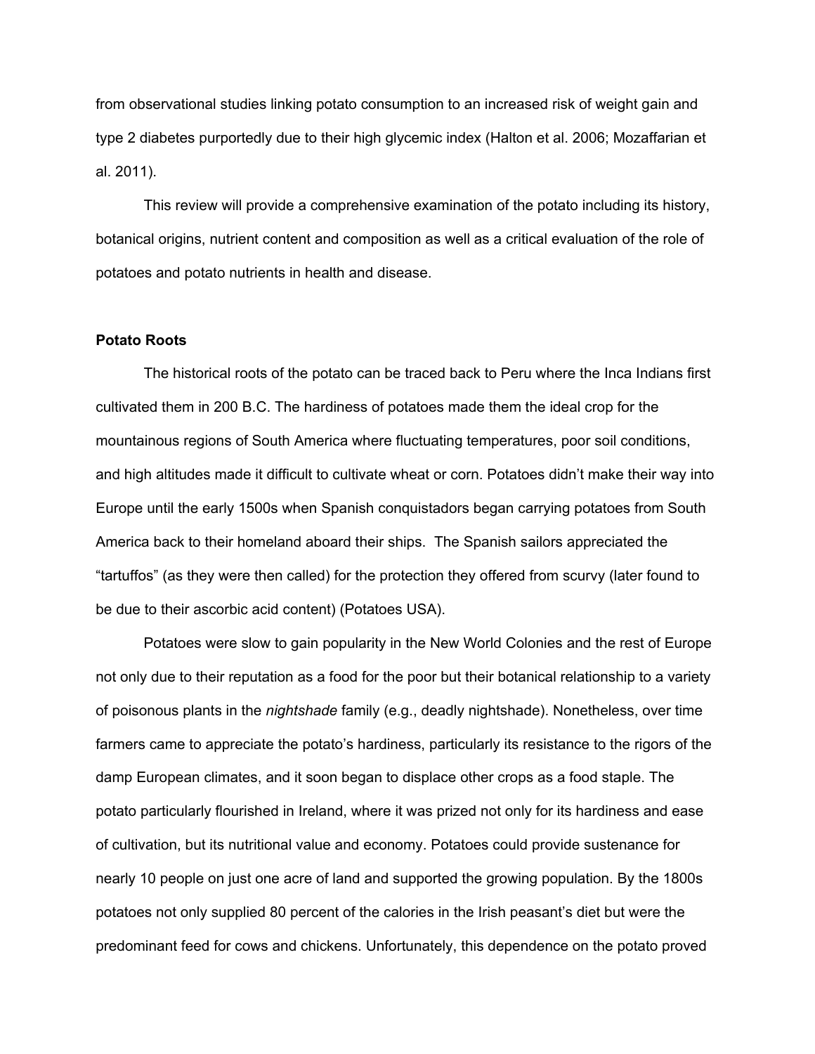from observational studies linking potato consumption to an increased risk of weight gain and type 2 diabetes purportedly due to their high glycemic index (Halton et al. 2006; Mozaffarian et al. 2011).

This review will provide a comprehensive examination of the potato including its history, botanical origins, nutrient content and composition as well as a critical evaluation of the role of potatoes and potato nutrients in health and disease.

**Potato Roots**

The historical roots of the potato can be traced back to Peru where the Inca Indians first cultivated them in 200 B.C. The hardiness of potatoes made them the ideal crop for the mountainous regions of South America where fluctuating temperatures, poor soil conditions, and high altitudes made it difficult to cultivate wheat or corn. Potatoes didn't make their way into Europe until the early 1500s when Spanish conquistadors began carrying potatoes from South America back to their homeland aboard their ships. The Spanish sailors appreciated the "tartuffos" (as they were then called) for the protection they offered from scurvy (later found to be due to their ascorbic acid content) (Potatoes USA).

Potatoes were slow to gain popularity in the New World Colonies and the rest of Europe not only due to their reputation as a food for the poor but their botanical relationship to a variety of poisonous plants in the *nightshade* family (e.g., deadly nightshade). Nonetheless, over time farmers came to appreciate the potato's hardiness, particularly its resistance to the rigors of the damp European climates, and it soon began to displace other crops as a food staple. The potato particularly flourished in Ireland, where it was prized not only for its hardiness and ease of cultivation, but its nutritional value and economy. Potatoes could provide sustenance for nearly 10 people on just one acre of land and supported the growing population. By the 1800s potatoes not only supplied 80 percent of the calories in the Irish peasant's diet but were the predominant feed for cows and chickens. Unfortunately, this dependence on the potato proved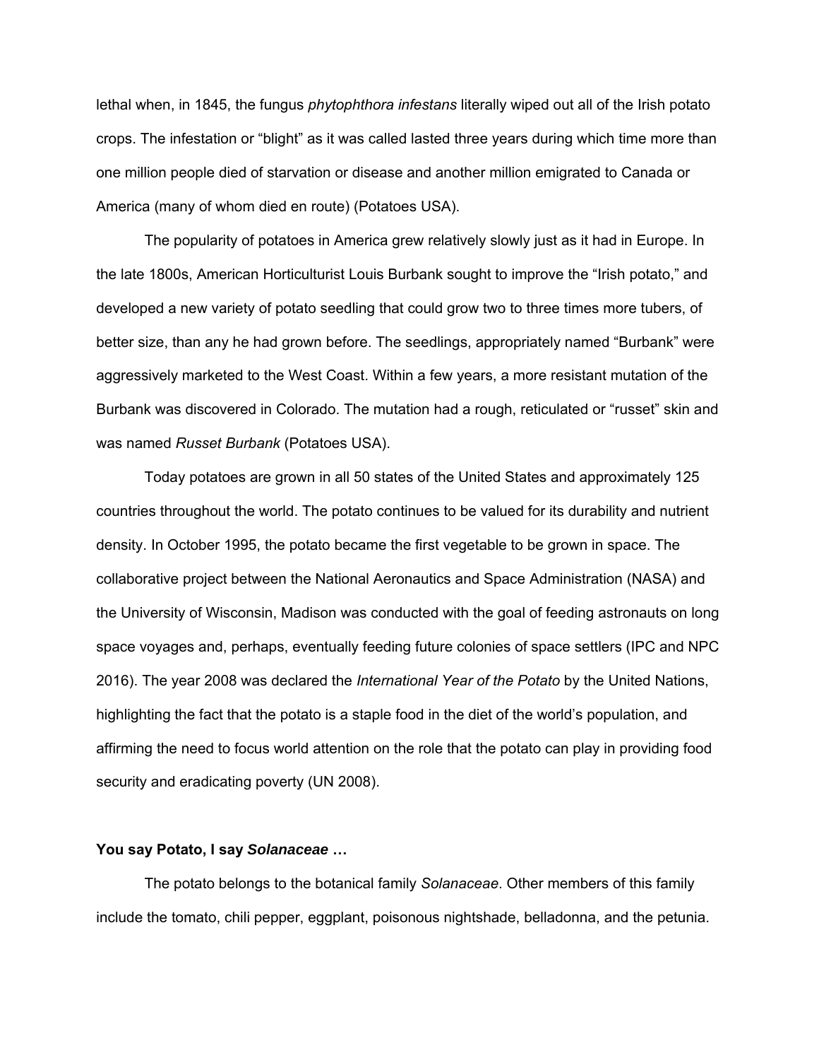lethal when, in 1845, the fungus *phytophthora infestans* literally wiped out all of the Irish potato crops. The infestation or "blight" as it was called lasted three years during which time more than one million people died of starvation or disease and another million emigrated to Canada or America (many of whom died en route) (Potatoes USA).

The popularity of potatoes in America grew relatively slowly just as it had in Europe. In the late 1800s, American Horticulturist Louis Burbank sought to improve the "Irish potato," and developed a new variety of potato seedling that could grow two to three times more tubers, of better size, than any he had grown before. The seedlings, appropriately named "Burbank" were aggressively marketed to the West Coast. Within a few years, a more resistant mutation of the Burbank was discovered in Colorado. The mutation had a rough, reticulated or "russet" skin and was named *Russet Burbank* (Potatoes USA).

Today potatoes are grown in all 50 states of the United States and approximately 125 countries throughout the world. The potato continues to be valued for its durability and nutrient density. In October 1995, the potato became the first vegetable to be grown in space. The collaborative project between the National Aeronautics and Space Administration (NASA) and the University of Wisconsin, Madison was conducted with the goal of feeding astronauts on long space voyages and, perhaps, eventually feeding future colonies of space settlers (IPC and NPC 2016). The year 2008 was declared the *International Year of the Potato* by the United Nations, highlighting the fact that the potato is a staple food in the diet of the world's population, and affirming the need to focus world attention on the role that the potato can play in providing food security and eradicating poverty (UN 2008).

## You say Potato, I say *Solanaceae* …

The potato belongs to the botanical family *Solanaceae*. Other members of this family include the tomato, chili pepper, eggplant, poisonous nightshade, belladonna, and the petunia.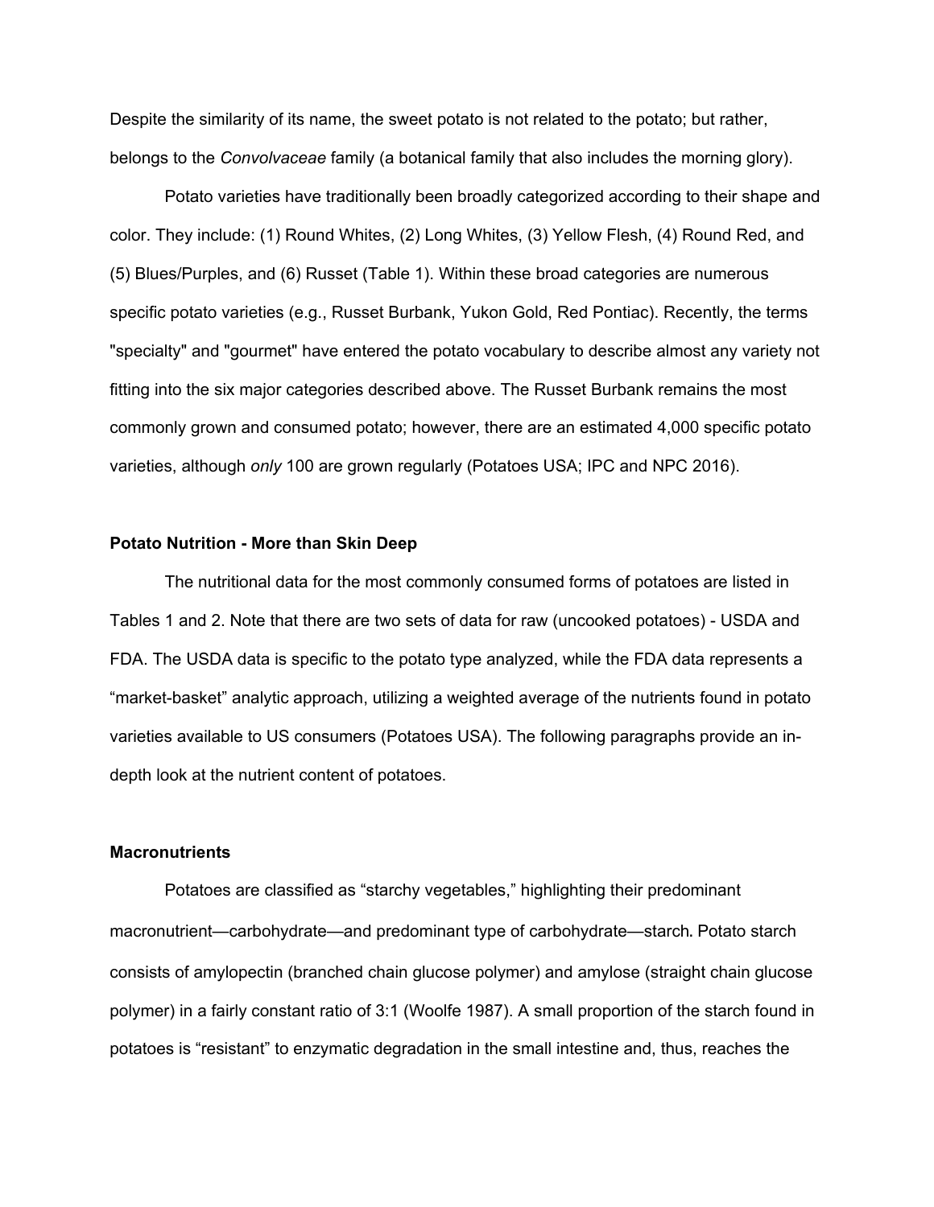Despite the similarity of its name, the sweet potato is not related to the potato; but rather, belongs to the *Convolvaceae* family (a botanical family that also includes the morning glory).

Potato varieties have traditionally been broadly categorized according to their shape and color. They include: (1) Round Whites, (2) Long Whites, (3) Yellow Flesh, (4) Round Red, and (5) Blues/Purples, and (6) Russet (Table 1). Within these broad categories are numerous specific potato varieties (e.g., Russet Burbank, Yukon Gold, Red Pontiac). Recently, the terms "specialty" and "gourmet" have entered the potato vocabulary to describe almost any variety not fitting into the six major categories described above. The Russet Burbank remains the most commonly grown and consumed potato; however, there are an estimated 4,000 specific potato varieties, although *only* 100 are grown regularly (Potatoes USA; IPC and NPC 2016).

**Potato Nutrition - More than Skin Deep**

The nutritional data for the most commonly consumed forms of potatoes are listed in Tables 1 and 2. Note that there are two sets of data for raw (uncooked potatoes) - USDA and FDA. The USDA data is specific to the potato type analyzed, while the FDA data represents a "market-basket" analytic approach, utilizing a weighted average of the nutrients found in potato varieties available to US consumers (Potatoes USA). The following paragraphs provide an in-depth look at the nutrient content of potatoes.

**Macronutrients**

Potatoes are classified as "starchy vegetables," highlighting their predominant macronutrient—carbohydrate—and predominant type of carbohydrate—starch. Potato starch consists of amylopectin (branched chain glucose polymer) and amylose (straight chain glucose polymer) in a fairly constant ratio of 3:1 (Woolfe 1987). A small proportion of the starch found in potatoes is "resistant" to enzymatic degradation in the small intestine and, thus, reaches the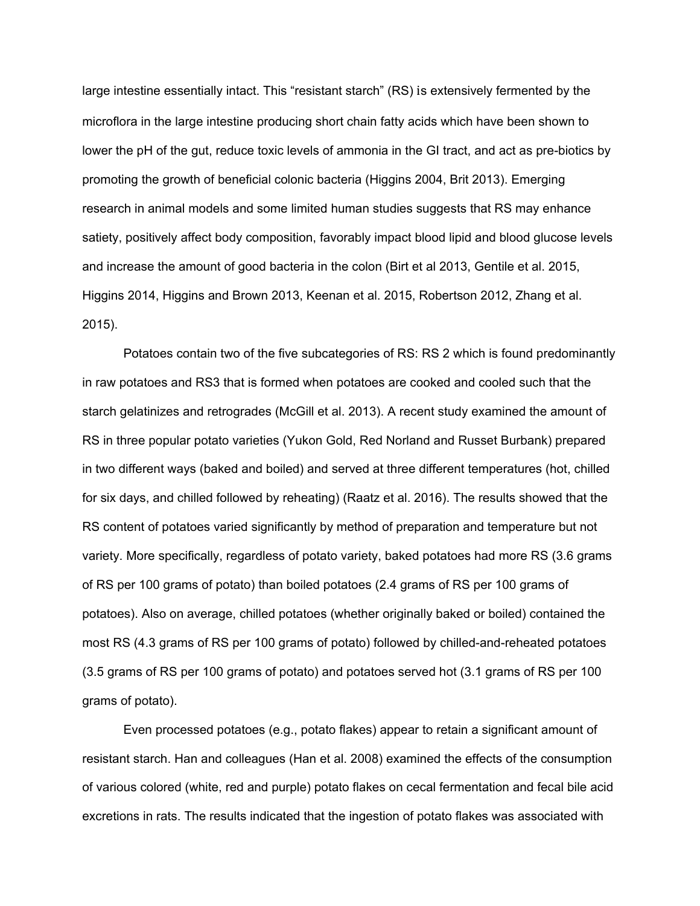large intestine essentially intact. This “resistant starch” (RS) is extensively fermented by the microflora in the large intestine producing short chain fatty acids which have been shown to lower the pH of the gut, reduce toxic levels of ammonia in the GI tract, and act as pre-biotics by promoting the growth of beneficial colonic bacteria (Higgins 2004, Brit 2013). Emerging research in animal models and some limited human studies suggests that RS may enhance satiety, positively affect body composition, favorably impact blood lipid and blood glucose levels and increase the amount of good bacteria in the colon (Birt et al 2013, Gentile et al. 2015, Higgins 2014, Higgins and Brown 2013, Keenan et al. 2015, Robertson 2012, Zhang et al. 2015).

Potatoes contain two of the five subcategories of RS: RS 2 which is found predominantly in raw potatoes and RS3 that is formed when potatoes are cooked and cooled such that the starch gelatinizes and retrogrades (McGill et al. 2013). A recent study examined the amount of RS in three popular potato varieties (Yukon Gold, Red Norland and Russet Burbank) prepared in two different ways (baked and boiled) and served at three different temperatures (hot, chilled for six days, and chilled followed by reheating) (Raatz et al. 2016). The results showed that the RS content of potatoes varied significantly by method of preparation and temperature but not variety. More specifically, regardless of potato variety, baked potatoes had more RS (3.6 grams of RS per 100 grams of potato) than boiled potatoes (2.4 grams of RS per 100 grams of potatoes). Also on average, chilled potatoes (whether originally baked or boiled) contained the most RS (4.3 grams of RS per 100 grams of potato) followed by chilled-and-reheated potatoes (3.5 grams of RS per 100 grams of potato) and potatoes served hot (3.1 grams of RS per 100 grams of potato).

Even processed potatoes (e.g., potato flakes) appear to retain a significant amount of resistant starch. Han and colleagues (Han et al. 2008) examined the effects of the consumption of various colored (white, red and purple) potato flakes on cecal fermentation and fecal bile acid excretions in rats. The results indicated that the ingestion of potato flakes was associated with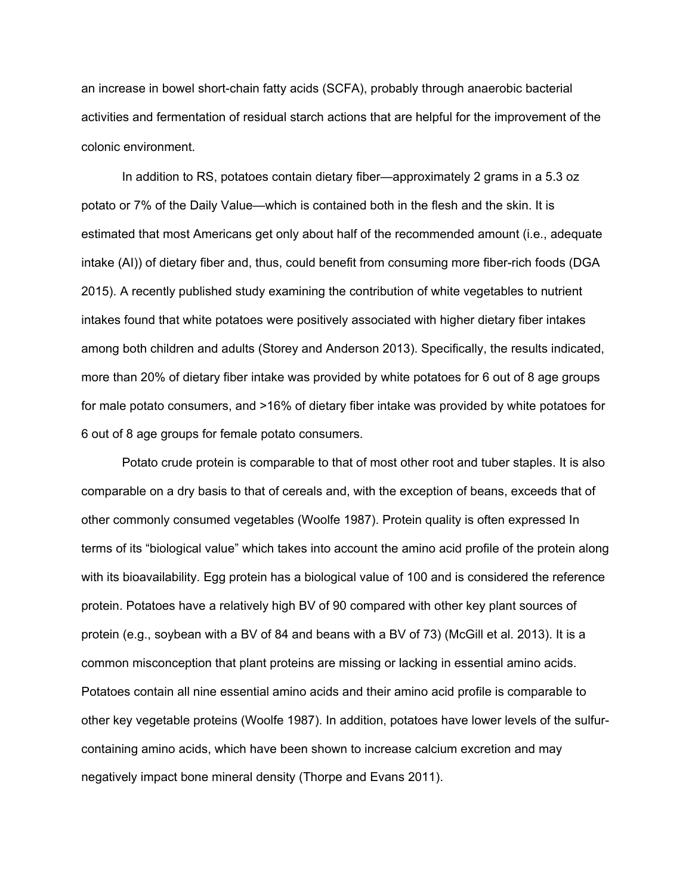an increase in bowel short-chain fatty acids (SCFA), probably through anaerobic bacterial activities and fermentation of residual starch actions that are helpful for the improvement of the colonic environment.

In addition to RS, potatoes contain dietary fiber—approximately 2 grams in a 5.3 oz potato or 7% of the Daily Value—which is contained both in the flesh and the skin. It is estimated that most Americans get only about half of the recommended amount (i.e., adequate intake (AI)) of dietary fiber and, thus, could benefit from consuming more fiber-rich foods (DGA 2015). A recently published study examining the contribution of white vegetables to nutrient intakes found that white potatoes were positively associated with higher dietary fiber intakes among both children and adults (Storey and Anderson 2013). Specifically, the results indicated, more than 20% of dietary fiber intake was provided by white potatoes for 6 out of 8 age groups for male potato consumers, and >16% of dietary fiber intake was provided by white potatoes for 6 out of 8 age groups for female potato consumers.

Potato crude protein is comparable to that of most other root and tuber staples. It is also comparable on a dry basis to that of cereals and, with the exception of beans, exceeds that of other commonly consumed vegetables (Woolfe 1987). Protein quality is often expressed In terms of its "biological value" which takes into account the amino acid profile of the protein along with its bioavailability. Egg protein has a biological value of 100 and is considered the reference protein. Potatoes have a relatively high BV of 90 compared with other key plant sources of protein (e.g., soybean with a BV of 84 and beans with a BV of 73) (McGill et al. 2013). It is a common misconception that plant proteins are missing or lacking in essential amino acids. Potatoes contain all nine essential amino acids and their amino acid profile is comparable to other key vegetable proteins (Woolfe 1987). In addition, potatoes have lower levels of the sulfur-containing amino acids, which have been shown to increase calcium excretion and may negatively impact bone mineral density (Thorpe and Evans 2011).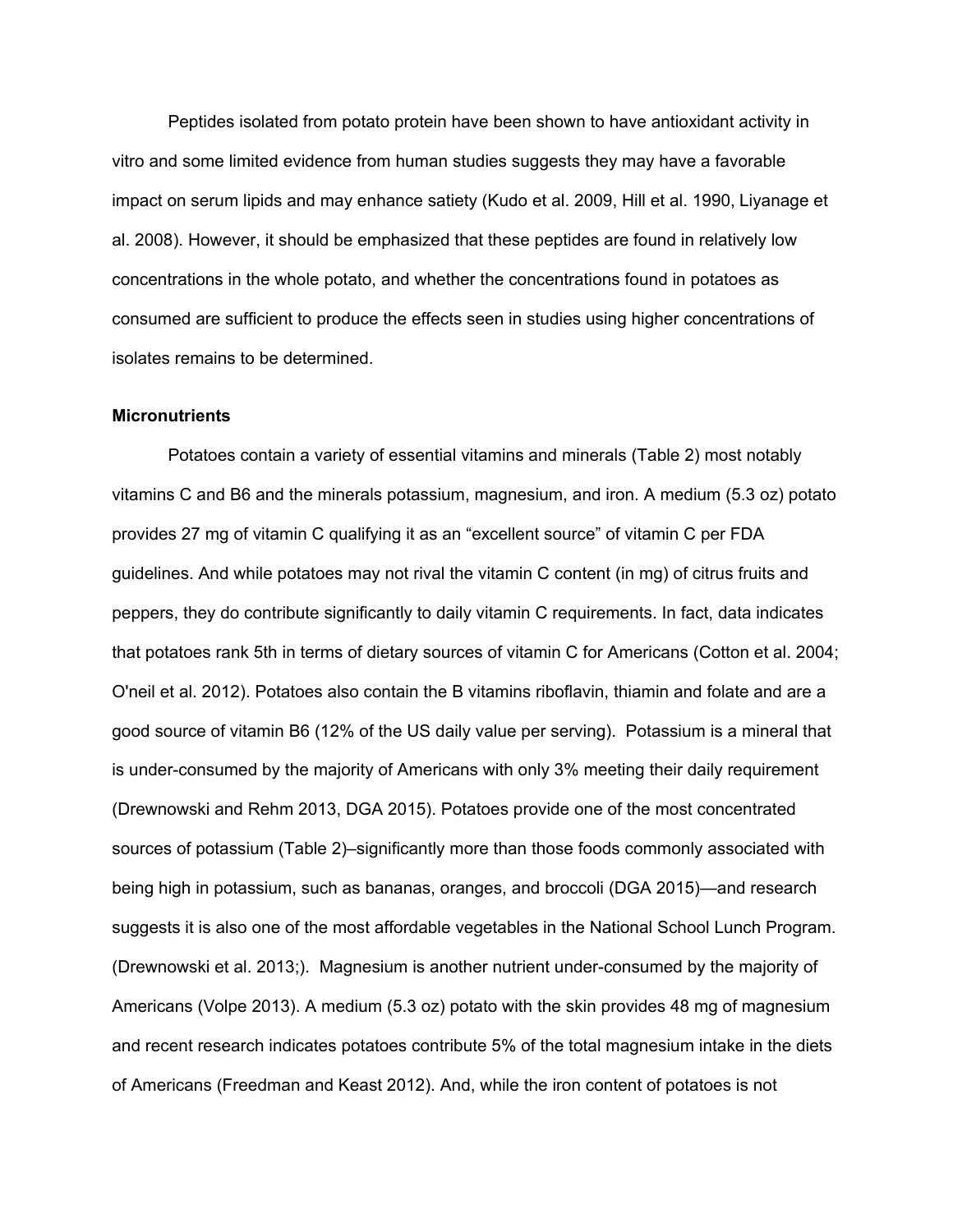Peptides isolated from potato protein have been shown to have antioxidant activity in vitro and some limited evidence from human studies suggests they may have a favorable impact on serum lipids and may enhance satiety (Kudo et al. 2009, Hill et al. 1990, Liyanage et al. 2008). However, it should be emphasized that these peptides are found in relatively low concentrations in the whole potato, and whether the concentrations found in potatoes as consumed are sufficient to produce the effects seen in studies using higher concentrations of isolates remains to be determined.

**Micronutrients**

Potatoes contain a variety of essential vitamins and minerals (Table 2) most notably vitamins C and B6 and the minerals potassium, magnesium, and iron. A medium (5.3 oz) potato provides 27 mg of vitamin C qualifying it as an "excellent source" of vitamin C per FDA guidelines. And while potatoes may not rival the vitamin C content (in mg) of citrus fruits and peppers, they do contribute significantly to daily vitamin C requirements. In fact, data indicates that potatoes rank 5th in terms of dietary sources of vitamin C for Americans (Cotton et al. 2004; O'neil et al. 2012). Potatoes also contain the B vitamins riboflavin, thiamin and folate and are a good source of vitamin B6 (12% of the US daily value per serving). Potassium is a mineral that is under-consumed by the majority of Americans with only 3% meeting their daily requirement (Drewnowski and Rehm 2013, DGA 2015). Potatoes provide one of the most concentrated sources of potassium (Table 2)–significantly more than those foods commonly associated with being high in potassium, such as bananas, oranges, and broccoli (DGA 2015)—and research suggests it is also one of the most affordable vegetables in the National School Lunch Program. (Drewnowski et al. 2013;). Magnesium is another nutrient under-consumed by the majority of Americans (Volpe 2013). A medium (5.3 oz) potato with the skin provides 48 mg of magnesium and recent research indicates potatoes contribute 5% of the total magnesium intake in the diets of Americans (Freedman and Keast 2012). And, while the iron content of potatoes is not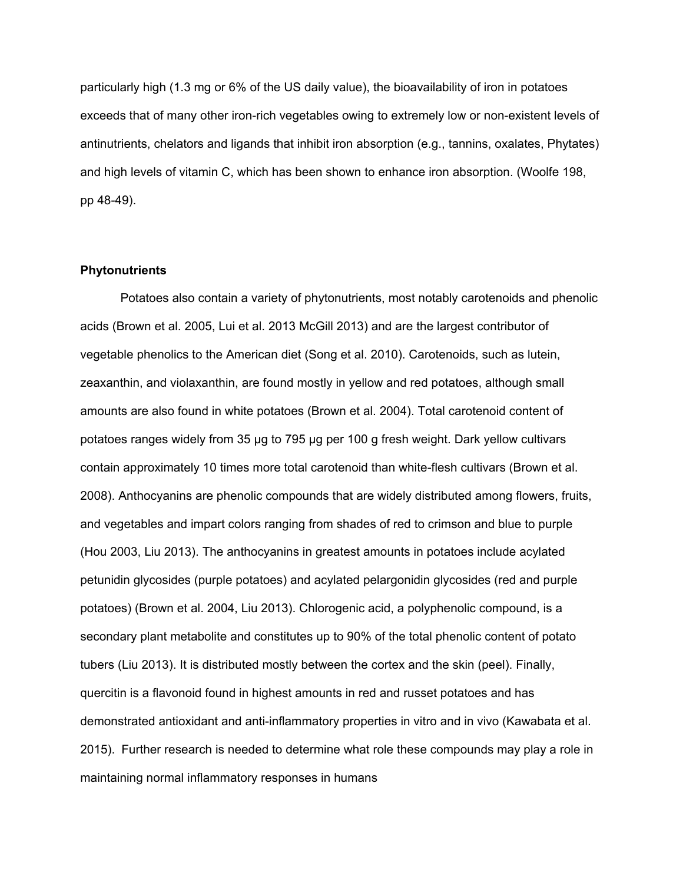particularly high (1.3 mg or 6% of the US daily value), the bioavailability of iron in potatoes exceeds that of many other iron-rich vegetables owing to extremely low or non-existent levels of antinutrients, chelators and ligands that inhibit iron absorption (e.g., tannins, oxalates, Phytates) and high levels of vitamin C, which has been shown to enhance iron absorption. (Woolfe 198, pp 48-49).

**Phytonutrients**

Potatoes also contain a variety of phytonutrients, most notably carotenoids and phenolic acids (Brown et al. 2005, Lui et al. 2013 McGill 2013) and are the largest contributor of vegetable phenolics to the American diet (Song et al. 2010). Carotenoids, such as lutein, zeaxanthin, and violaxanthin, are found mostly in yellow and red potatoes, although small amounts are also found in white potatoes (Brown et al. 2004). Total carotenoid content of potatoes ranges widely from 35 µg to 795 µg per 100 g fresh weight. Dark yellow cultivars contain approximately 10 times more total carotenoid than white-flesh cultivars (Brown et al. 2008). Anthocyanins are phenolic compounds that are widely distributed among flowers, fruits, and vegetables and impart colors ranging from shades of red to crimson and blue to purple (Hou 2003, Liu 2013). The anthocyanins in greatest amounts in potatoes include acylated petunidin glycosides (purple potatoes) and acylated pelargonidin glycosides (red and purple potatoes) (Brown et al. 2004, Liu 2013). Chlorogenic acid, a polyphenolic compound, is a secondary plant metabolite and constitutes up to 90% of the total phenolic content of potato tubers (Liu 2013). It is distributed mostly between the cortex and the skin (peel). Finally, quercitin is a flavonoid found in highest amounts in red and russet potatoes and has demonstrated antioxidant and anti-inflammatory properties in vitro and in vivo (Kawabata et al. 2015). Further research is needed to determine what role these compounds may play a role in maintaining normal inflammatory responses in humans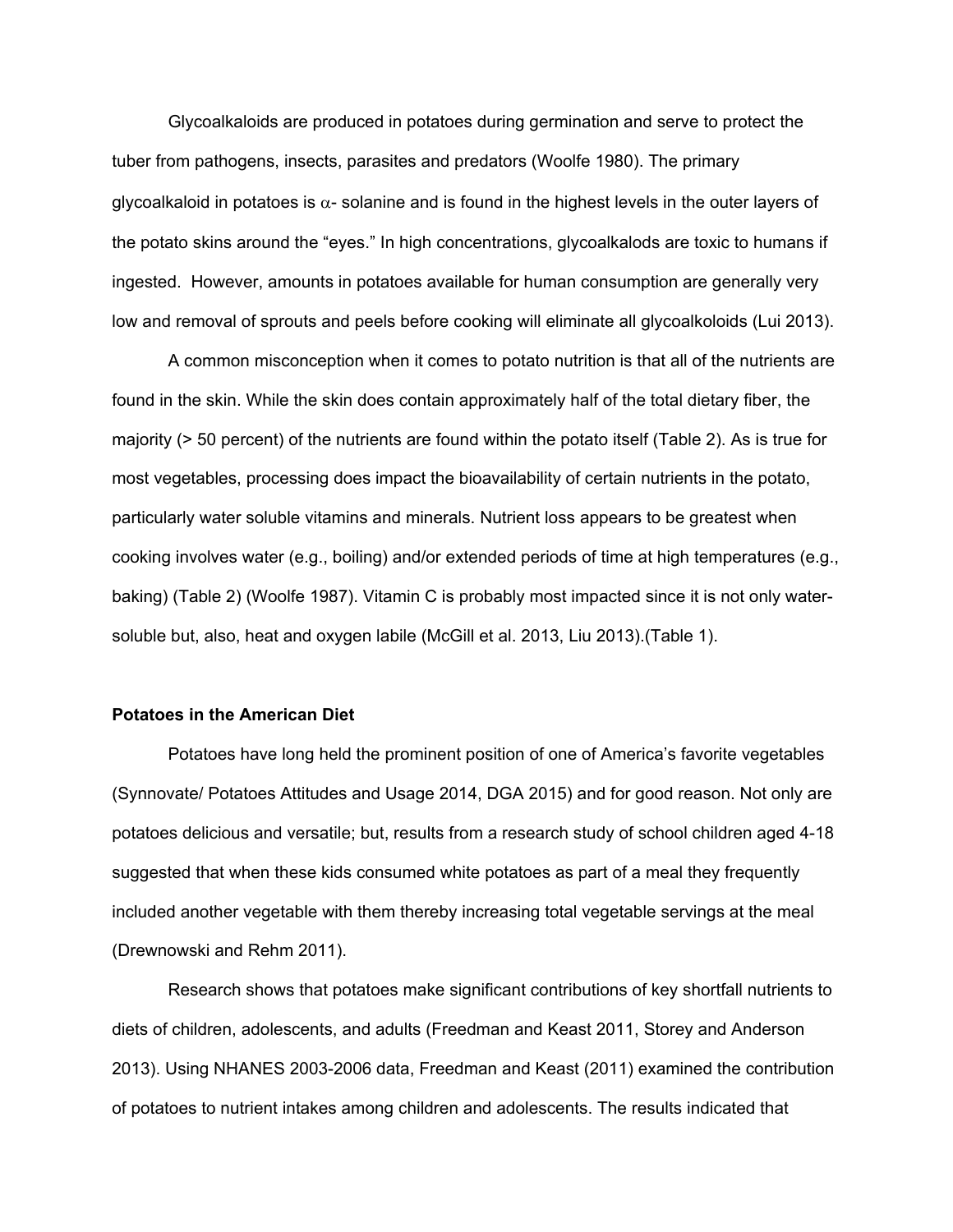Glycoalkaloids are produced in potatoes during germination and serve to protect the tuber from pathogens, insects, parasites and predators (Woolfe 1980). The primary glycoalkaloid in potatoes is $\alpha$- solanine and is found in the highest levels in the outer layers of the potato skins around the "eyes." In high concentrations, glycoalkalods are toxic to humans if ingested. However, amounts in potatoes available for human consumption are generally very low and removal of sprouts and peels before cooking will eliminate all glycoalkoloids (Lui 2013).

A common misconception when it comes to potato nutrition is that all of the nutrients are found in the skin. While the skin does contain approximately half of the total dietary fiber, the majority (> 50 percent) of the nutrients are found within the potato itself (Table 2). As is true for most vegetables, processing does impact the bioavailability of certain nutrients in the potato, particularly water soluble vitamins and minerals. Nutrient loss appears to be greatest when cooking involves water (e.g., boiling) and/or extended periods of time at high temperatures (e.g., baking) (Table 2) (Woolfe 1987). Vitamin C is probably most impacted since it is not only water-soluble but, also, heat and oxygen labile (McGill et al. 2013, Liu 2013).(Table 1).

**Potatoes in the American Diet**

Potatoes have long held the prominent position of one of America's favorite vegetables (Synnovate/ Potatoes Attitudes and Usage 2014, DGA 2015) and for good reason. Not only are potatoes delicious and versatile; but, results from a research study of school children aged 4-18 suggested that when these kids consumed white potatoes as part of a meal they frequently included another vegetable with them thereby increasing total vegetable servings at the meal (Drewnowski and Rehm 2011).

Research shows that potatoes make significant contributions of key shortfall nutrients to diets of children, adolescents, and adults (Freedman and Keast 2011, Storey and Anderson 2013). Using NHANES 2003-2006 data, Freedman and Keast (2011) examined the contribution of potatoes to nutrient intakes among children and adolescents. The results indicated that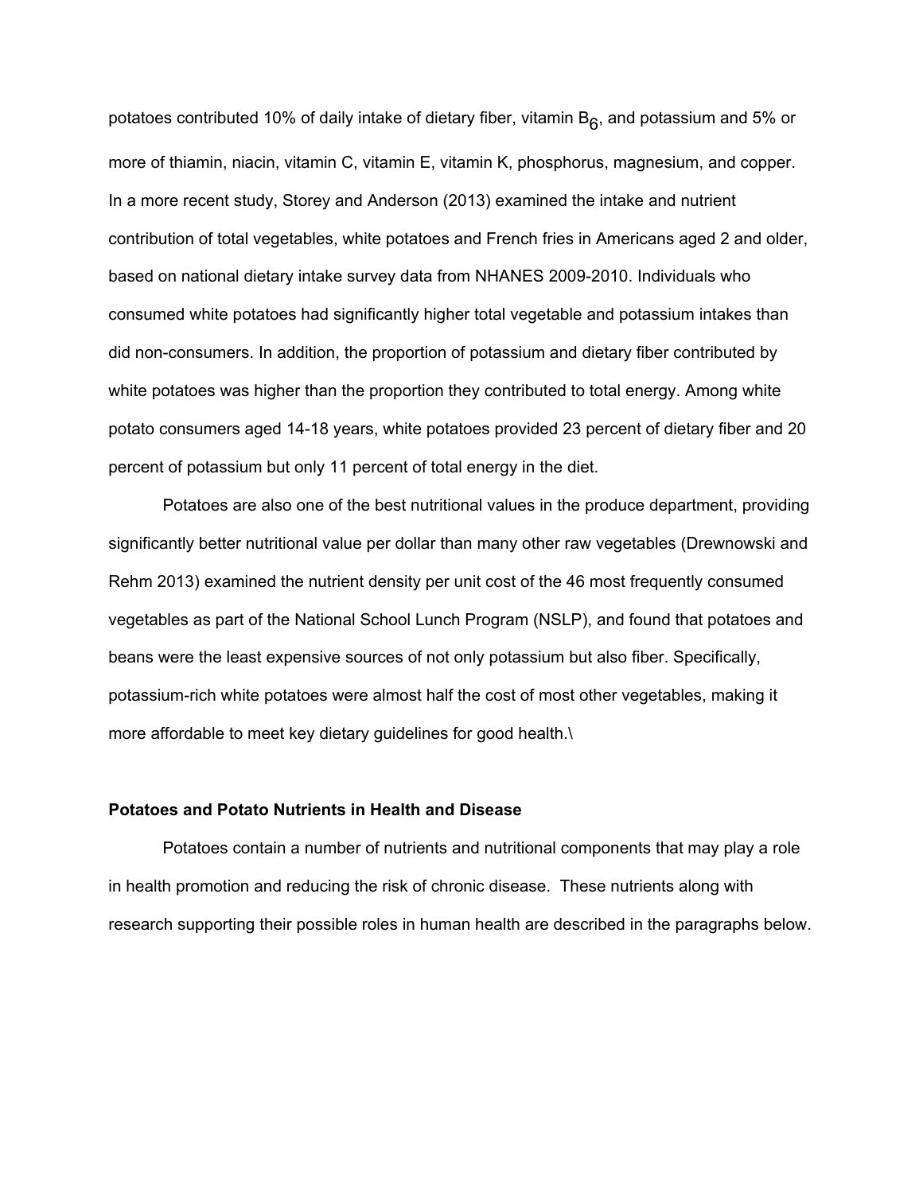potatoes contributed 10% of daily intake of dietary fiber, vitamin $B_6$, and potassium and 5% or more of thiamin, niacin, vitamin C, vitamin E, vitamin K, phosphorus, magnesium, and copper. In a more recent study, Storey and Anderson (2013) examined the intake and nutrient contribution of total vegetables, white potatoes and French fries in Americans aged 2 and older, based on national dietary intake survey data from NHANES 2009-2010. Individuals who consumed white potatoes had significantly higher total vegetable and potassium intakes than did non-consumers. In addition, the proportion of potassium and dietary fiber contributed by white potatoes was higher than the proportion they contributed to total energy. Among white potato consumers aged 14-18 years, white potatoes provided 23 percent of dietary fiber and 20 percent of potassium but only 11 percent of total energy in the diet.

Potatoes are also one of the best nutritional values in the produce department, providing significantly better nutritional value per dollar than many other raw vegetables (Drewnowski and Rehm 2013) examined the nutrient density per unit cost of the 46 most frequently consumed vegetables as part of the National School Lunch Program (NSLP), and found that potatoes and beans were the least expensive sources of not only potassium but also fiber. Specifically, potassium-rich white potatoes were almost half the cost of most other vegetables, making it more affordable to meet key dietary guidelines for good health.\

**Potatoes and Potato Nutrients in Health and Disease**

Potatoes contain a number of nutrients and nutritional components that may play a role in health promotion and reducing the risk of chronic disease. These nutrients along with research supporting their possible roles in human health are described in the paragraphs below.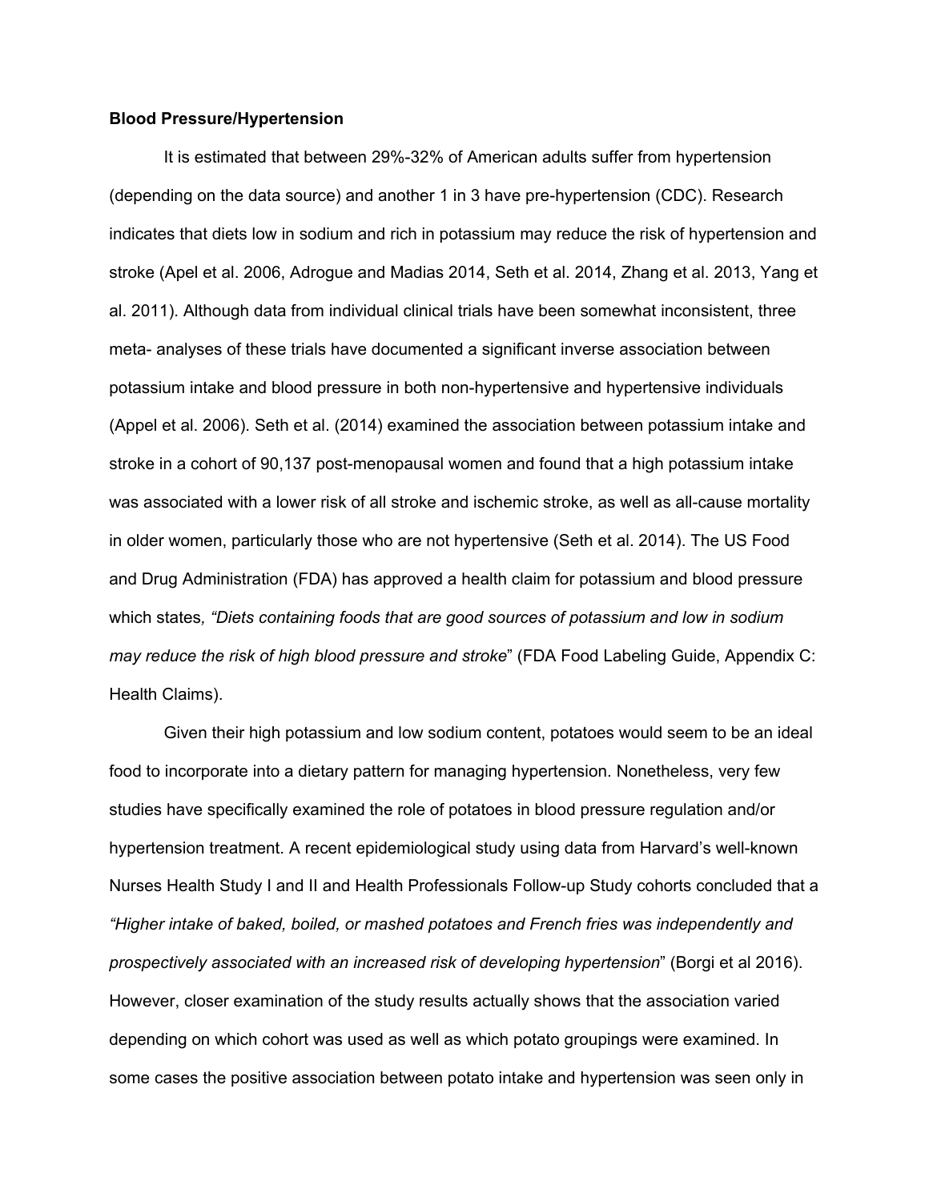**Blood Pressure/Hypertension**

It is estimated that between 29%-32% of American adults suffer from hypertension (depending on the data source) and another 1 in 3 have pre-hypertension (CDC). Research indicates that diets low in sodium and rich in potassium may reduce the risk of hypertension and stroke (Apel et al. 2006, Adrogue and Madias 2014, Seth et al. 2014, Zhang et al. 2013, Yang et al. 2011). Although data from individual clinical trials have been somewhat inconsistent, three meta- analyses of these trials have documented a significant inverse association between potassium intake and blood pressure in both non-hypertensive and hypertensive individuals (Appel et al. 2006). Seth et al. (2014) examined the association between potassium intake and stroke in a cohort of 90,137 post-menopausal women and found that a high potassium intake was associated with a lower risk of all stroke and ischemic stroke, as well as all-cause mortality in older women, particularly those who are not hypertensive (Seth et al. 2014). The US Food and Drug Administration (FDA) has approved a health claim for potassium and blood pressure which states*, "Diets containing foods that are good sources of potassium and low in sodium may reduce the risk of high blood pressure and stroke*" (FDA Food Labeling Guide, Appendix C: Health Claims).

Given their high potassium and low sodium content, potatoes would seem to be an ideal food to incorporate into a dietary pattern for managing hypertension. Nonetheless, very few studies have specifically examined the role of potatoes in blood pressure regulation and/or hypertension treatment. A recent epidemiological study using data from Harvard's well-known Nurses Health Study I and II and Health Professionals Follow-up Study cohorts concluded that a *"Higher intake of baked, boiled, or mashed potatoes and French fries was independently and prospectively associated with an increased risk of developing hypertension*" (Borgi et al 2016). However, closer examination of the study results actually shows that the association varied depending on which cohort was used as well as which potato groupings were examined. In some cases the positive association between potato intake and hypertension was seen only in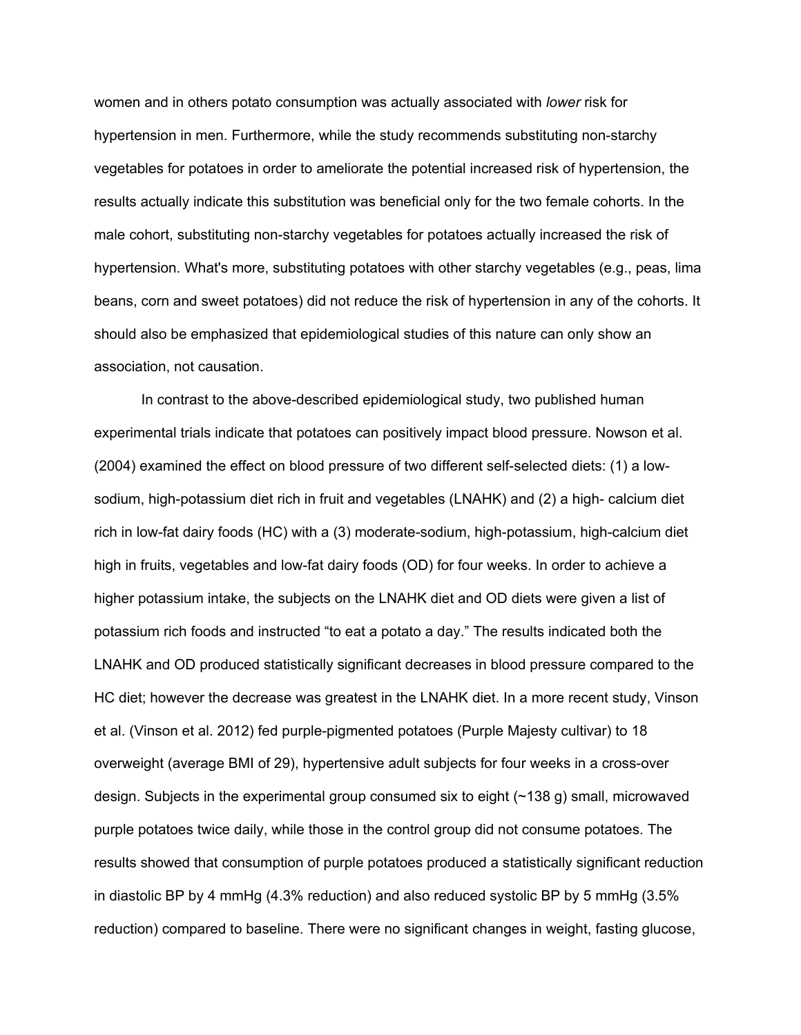women and in others potato consumption was actually associated with *lower* risk for hypertension in men. Furthermore, while the study recommends substituting non-starchy vegetables for potatoes in order to ameliorate the potential increased risk of hypertension, the results actually indicate this substitution was beneficial only for the two female cohorts. In the male cohort, substituting non-starchy vegetables for potatoes actually increased the risk of hypertension. What's more, substituting potatoes with other starchy vegetables (e.g., peas, lima beans, corn and sweet potatoes) did not reduce the risk of hypertension in any of the cohorts. It should also be emphasized that epidemiological studies of this nature can only show an association, not causation.

In contrast to the above-described epidemiological study, two published human experimental trials indicate that potatoes can positively impact blood pressure. Nowson et al. (2004) examined the effect on blood pressure of two different self-selected diets: (1) a low-sodium, high-potassium diet rich in fruit and vegetables (LNAHK) and (2) a high- calcium diet rich in low-fat dairy foods (HC) with a (3) moderate-sodium, high-potassium, high-calcium diet high in fruits, vegetables and low-fat dairy foods (OD) for four weeks. In order to achieve a higher potassium intake, the subjects on the LNAHK diet and OD diets were given a list of potassium rich foods and instructed "to eat a potato a day." The results indicated both the LNAHK and OD produced statistically significant decreases in blood pressure compared to the HC diet; however the decrease was greatest in the LNAHK diet. In a more recent study, Vinson et al. (Vinson et al. 2012) fed purple-pigmented potatoes (Purple Majesty cultivar) to 18 overweight (average BMI of 29), hypertensive adult subjects for four weeks in a cross-over design. Subjects in the experimental group consumed six to eight (~138 g) small, microwaved purple potatoes twice daily, while those in the control group did not consume potatoes. The results showed that consumption of purple potatoes produced a statistically significant reduction in diastolic BP by 4 mmHg (4.3% reduction) and also reduced systolic BP by 5 mmHg (3.5% reduction) compared to baseline. There were no significant changes in weight, fasting glucose,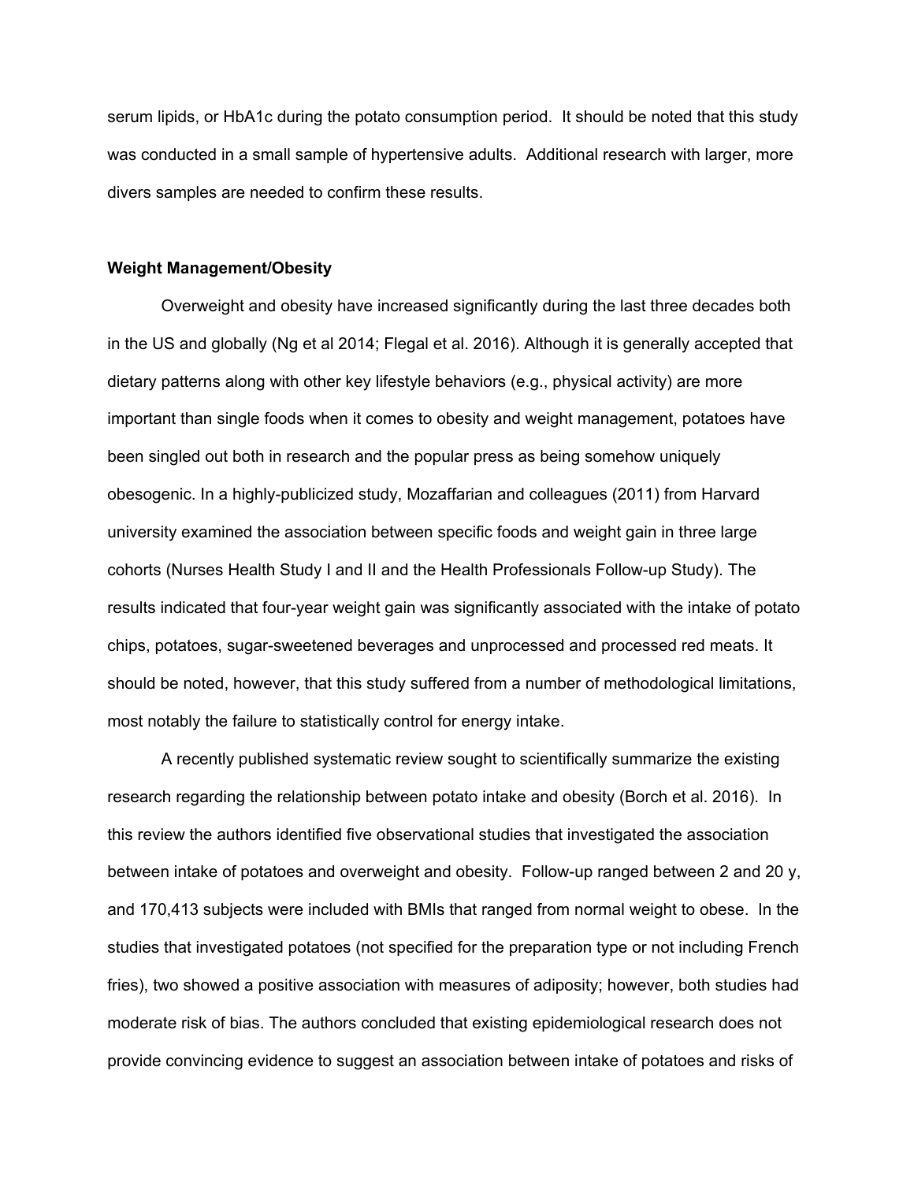serum lipids, or HbA1c during the potato consumption period. It should be noted that this study was conducted in a small sample of hypertensive adults. Additional research with larger, more divers samples are needed to confirm these results.

**Weight Management/Obesity**

Overweight and obesity have increased significantly during the last three decades both in the US and globally (Ng et al 2014; Flegal et al. 2016). Although it is generally accepted that dietary patterns along with other key lifestyle behaviors (e.g., physical activity) are more important than single foods when it comes to obesity and weight management, potatoes have been singled out both in research and the popular press as being somehow uniquely obesogenic. In a highly-publicized study, Mozaffarian and colleagues (2011) from Harvard university examined the association between specific foods and weight gain in three large cohorts (Nurses Health Study I and II and the Health Professionals Follow-up Study). The results indicated that four-year weight gain was significantly associated with the intake of potato chips, potatoes, sugar-sweetened beverages and unprocessed and processed red meats. It should be noted, however, that this study suffered from a number of methodological limitations, most notably the failure to statistically control for energy intake.

A recently published systematic review sought to scientifically summarize the existing research regarding the relationship between potato intake and obesity (Borch et al. 2016). In this review the authors identified five observational studies that investigated the association between intake of potatoes and overweight and obesity. Follow-up ranged between 2 and 20 y, and 170,413 subjects were included with BMIs that ranged from normal weight to obese. In the studies that investigated potatoes (not specified for the preparation type or not including French fries), two showed a positive association with measures of adiposity; however, both studies had moderate risk of bias. The authors concluded that existing epidemiological research does not provide convincing evidence to suggest an association between intake of potatoes and risks of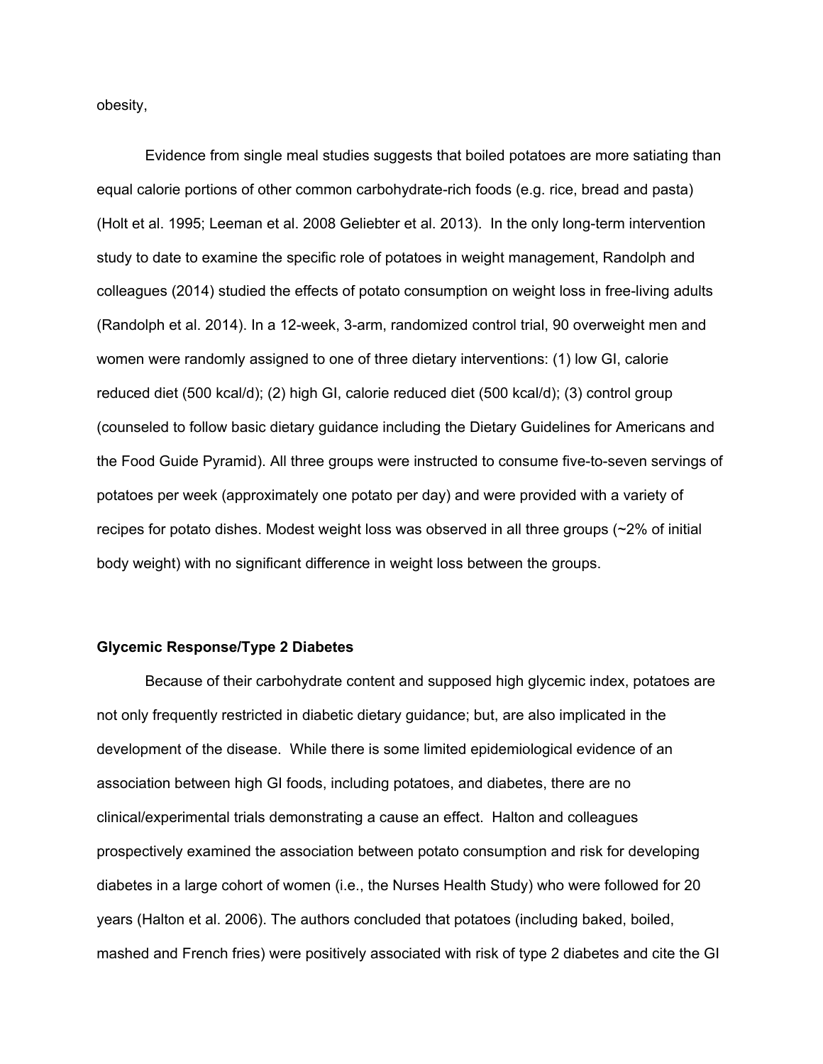obesity,

Evidence from single meal studies suggests that boiled potatoes are more satiating than equal calorie portions of other common carbohydrate-rich foods (e.g. rice, bread and pasta) (Holt et al. 1995; Leeman et al. 2008 Geliebter et al. 2013). In the only long-term intervention study to date to examine the specific role of potatoes in weight management, Randolph and colleagues (2014) studied the effects of potato consumption on weight loss in free-living adults (Randolph et al. 2014). In a 12-week, 3-arm, randomized control trial, 90 overweight men and women were randomly assigned to one of three dietary interventions: (1) low GI, calorie reduced diet (500 kcal/d); (2) high GI, calorie reduced diet (500 kcal/d); (3) control group (counseled to follow basic dietary guidance including the Dietary Guidelines for Americans and the Food Guide Pyramid). All three groups were instructed to consume five-to-seven servings of potatoes per week (approximately one potato per day) and were provided with a variety of recipes for potato dishes. Modest weight loss was observed in all three groups (~2% of initial body weight) with no significant difference in weight loss between the groups.

**Glycemic Response/Type 2 Diabetes**

Because of their carbohydrate content and supposed high glycemic index, potatoes are not only frequently restricted in diabetic dietary guidance; but, are also implicated in the development of the disease. While there is some limited epidemiological evidence of an association between high GI foods, including potatoes, and diabetes, there are no clinical/experimental trials demonstrating a cause an effect. Halton and colleagues prospectively examined the association between potato consumption and risk for developing diabetes in a large cohort of women (i.e., the Nurses Health Study) who were followed for 20 years (Halton et al. 2006). The authors concluded that potatoes (including baked, boiled, mashed and French fries) were positively associated with risk of type 2 diabetes and cite the GI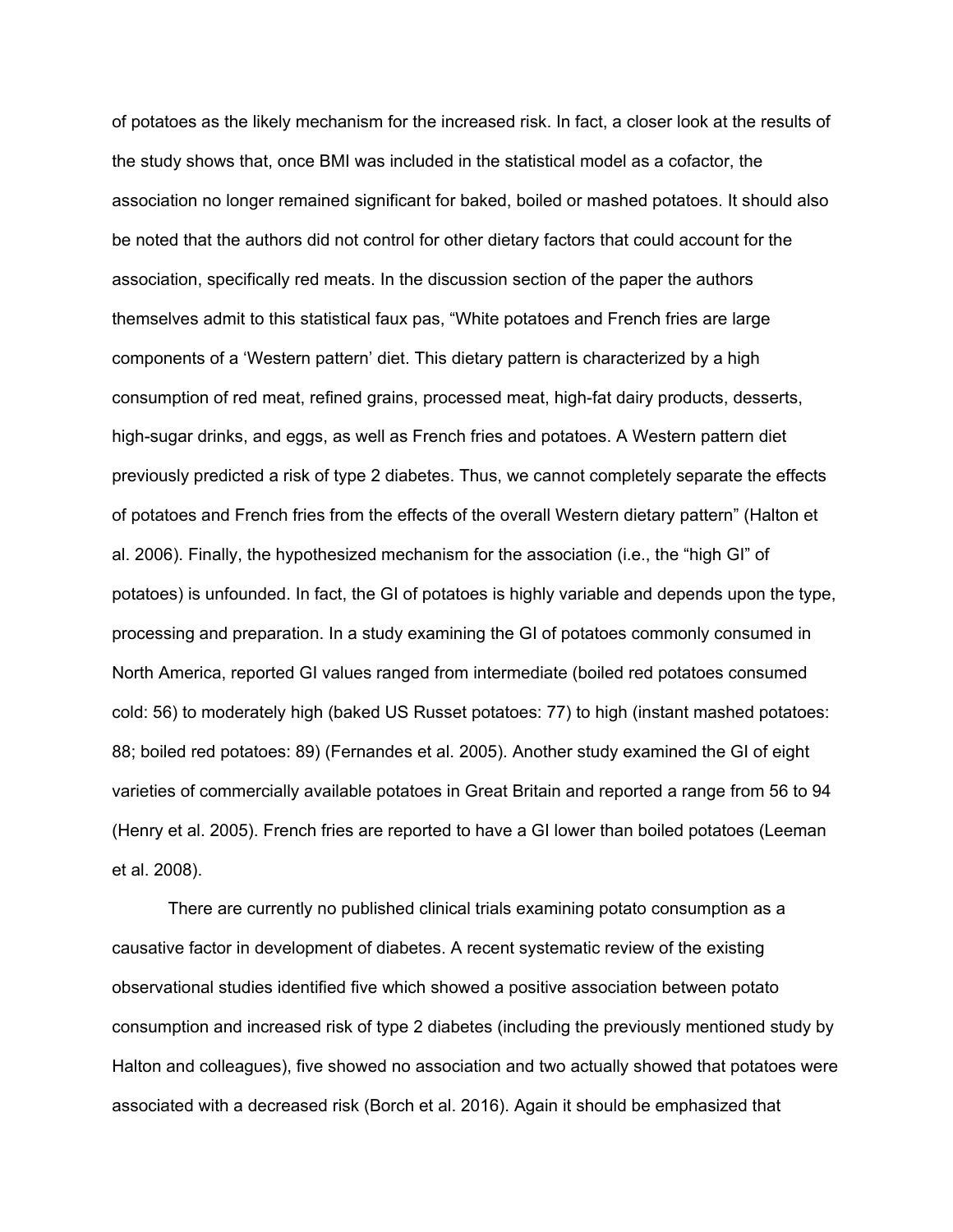of potatoes as the likely mechanism for the increased risk. In fact, a closer look at the results of the study shows that, once BMI was included in the statistical model as a cofactor, the association no longer remained significant for baked, boiled or mashed potatoes. It should also be noted that the authors did not control for other dietary factors that could account for the association, specifically red meats. In the discussion section of the paper the authors themselves admit to this statistical faux pas, "White potatoes and French fries are large components of a 'Western pattern' diet. This dietary pattern is characterized by a high consumption of red meat, refined grains, processed meat, high-fat dairy products, desserts, high-sugar drinks, and eggs, as well as French fries and potatoes. A Western pattern diet previously predicted a risk of type 2 diabetes. Thus, we cannot completely separate the effects of potatoes and French fries from the effects of the overall Western dietary pattern" (Halton et al. 2006). Finally, the hypothesized mechanism for the association (i.e., the "high GI" of potatoes) is unfounded. In fact, the GI of potatoes is highly variable and depends upon the type, processing and preparation. In a study examining the GI of potatoes commonly consumed in North America, reported GI values ranged from intermediate (boiled red potatoes consumed cold: 56) to moderately high (baked US Russet potatoes: 77) to high (instant mashed potatoes: 88; boiled red potatoes: 89) (Fernandes et al. 2005). Another study examined the GI of eight varieties of commercially available potatoes in Great Britain and reported a range from 56 to 94 (Henry et al. 2005). French fries are reported to have a GI lower than boiled potatoes (Leeman et al. 2008).

There are currently no published clinical trials examining potato consumption as a causative factor in development of diabetes. A recent systematic review of the existing observational studies identified five which showed a positive association between potato consumption and increased risk of type 2 diabetes (including the previously mentioned study by Halton and colleagues), five showed no association and two actually showed that potatoes were associated with a decreased risk (Borch et al. 2016). Again it should be emphasized that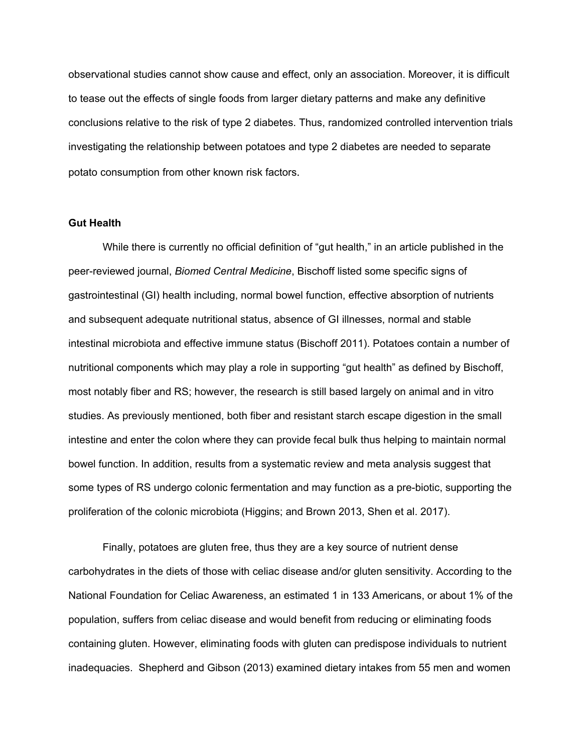observational studies cannot show cause and effect, only an association. Moreover, it is difficult to tease out the effects of single foods from larger dietary patterns and make any definitive conclusions relative to the risk of type 2 diabetes. Thus, randomized controlled intervention trials investigating the relationship between potatoes and type 2 diabetes are needed to separate potato consumption from other known risk factors.

**Gut Health**

While there is currently no official definition of "gut health," in an article published in the peer-reviewed journal, *Biomed Central Medicine*, Bischoff listed some specific signs of gastrointestinal (GI) health including, normal bowel function, effective absorption of nutrients and subsequent adequate nutritional status, absence of GI illnesses, normal and stable intestinal microbiota and effective immune status (Bischoff 2011). Potatoes contain a number of nutritional components which may play a role in supporting "gut health" as defined by Bischoff, most notably fiber and RS; however, the research is still based largely on animal and in vitro studies. As previously mentioned, both fiber and resistant starch escape digestion in the small intestine and enter the colon where they can provide fecal bulk thus helping to maintain normal bowel function. In addition, results from a systematic review and meta analysis suggest that some types of RS undergo colonic fermentation and may function as a pre-biotic, supporting the proliferation of the colonic microbiota (Higgins; and Brown 2013, Shen et al. 2017).

Finally, potatoes are gluten free, thus they are a key source of nutrient dense carbohydrates in the diets of those with celiac disease and/or gluten sensitivity. According to the National Foundation for Celiac Awareness, an estimated 1 in 133 Americans, or about 1% of the population, suffers from celiac disease and would benefit from reducing or eliminating foods containing gluten. However, eliminating foods with gluten can predispose individuals to nutrient inadequacies. Shepherd and Gibson (2013) examined dietary intakes from 55 men and women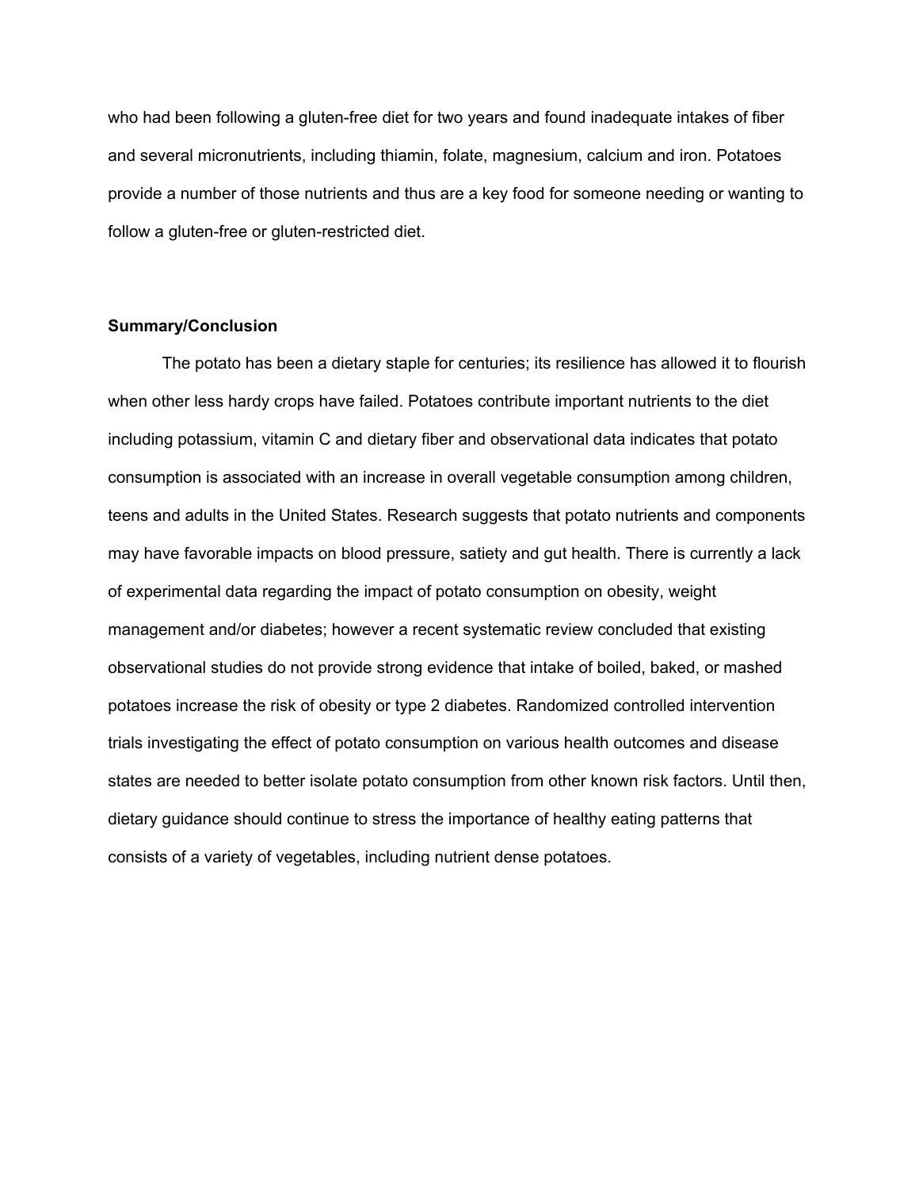who had been following a gluten-free diet for two years and found inadequate intakes of fiber and several micronutrients, including thiamin, folate, magnesium, calcium and iron. Potatoes provide a number of those nutrients and thus are a key food for someone needing or wanting to follow a gluten-free or gluten-restricted diet.

**Summary/Conclusion**

The potato has been a dietary staple for centuries; its resilience has allowed it to flourish when other less hardy crops have failed. Potatoes contribute important nutrients to the diet including potassium, vitamin C and dietary fiber and observational data indicates that potato consumption is associated with an increase in overall vegetable consumption among children, teens and adults in the United States. Research suggests that potato nutrients and components may have favorable impacts on blood pressure, satiety and gut health. There is currently a lack of experimental data regarding the impact of potato consumption on obesity, weight management and/or diabetes; however a recent systematic review concluded that existing observational studies do not provide strong evidence that intake of boiled, baked, or mashed potatoes increase the risk of obesity or type 2 diabetes. Randomized controlled intervention trials investigating the effect of potato consumption on various health outcomes and disease states are needed to better isolate potato consumption from other known risk factors. Until then, dietary guidance should continue to stress the importance of healthy eating patterns that consists of a variety of vegetables, including nutrient dense potatoes.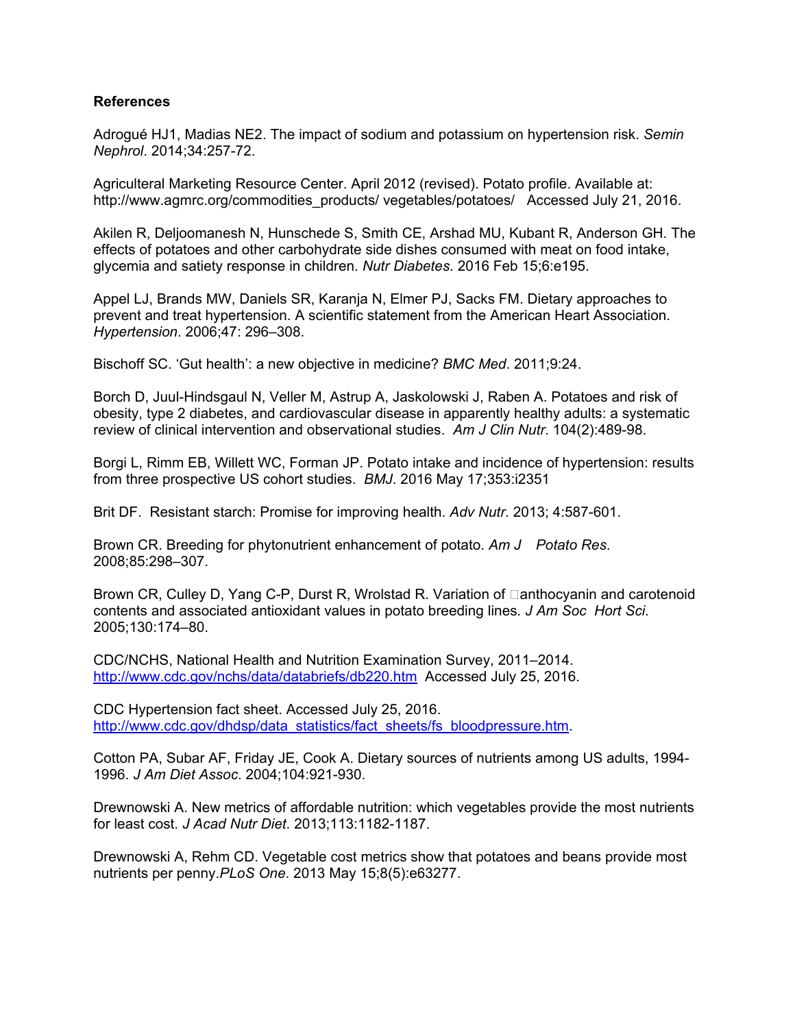**References**

Adrogué HJ1, Madias NE2. The impact of sodium and potassium on hypertension risk. *Semin Nephrol*. 2014;34:257-72.

Agriculteral Marketing Resource Center. April 2012 (revised). Potato profile. Available at: http://www.agmrc.org/commodities_products/ vegetables/potatoes/ Accessed July 21, 2016.

Akilen R, Deljoomanesh N, Hunschede S, Smith CE, Arshad MU, Kubant R, Anderson GH. The effects of potatoes and other carbohydrate side dishes consumed with meat on food intake, glycemia and satiety response in children. *Nutr Diabetes*. 2016 Feb 15;6:e195.

Appel LJ, Brands MW, Daniels SR, Karanja N, Elmer PJ, Sacks FM. Dietary approaches to prevent and treat hypertension. A scientific statement from the American Heart Association. *Hypertension*. 2006;47: 296–308.

Bischoff SC. 'Gut health': a new objective in medicine? *BMC Med*. 2011;9:24.

Borch D, Juul-Hindsgaul N, Veller M, Astrup A, Jaskolowski J, Raben A. Potatoes and risk of obesity, type 2 diabetes, and cardiovascular disease in apparently healthy adults: a systematic review of clinical intervention and observational studies. *Am J Clin Nutr.* 104(2):489-98.

Borgi L, Rimm EB, Willett WC, Forman JP. Potato intake and incidence of hypertension: results from three prospective US cohort studies. *BMJ*. 2016 May 17;353:i2351

Brit DF. Resistant starch: Promise for improving health. *Adv Nutr.* 2013; 4:587-601.

Brown CR. Breeding for phytonutrient enhancement of potato. *Am J Potato Res*. 2008;85:298–307.

Brown CR, Culley D, Yang C-P, Durst R, Wrolstad R. Variation of anthocyanin and carotenoid contents and associated antioxidant values in potato breeding lines. *J Am Soc Hort Sci*. 2005;130:174–80.

CDC/NCHS, National Health and Nutrition Examination Survey, 2011–2014. http://www.cdc.gov/nchs/data/databriefs/db220.htm Accessed July 25, 2016.

CDC Hypertension fact sheet. Accessed July 25, 2016. http://www.cdc.gov/dhdsp/data_statistics/fact_sheets/fs_bloodpressure.htm.

Cotton PA, Subar AF, Friday JE, Cook A. Dietary sources of nutrients among US adults, 1994-1996. *J Am Diet Assoc*. 2004;104:921-930.

Drewnowski A. New metrics of affordable nutrition: which vegetables provide the most nutrients for least cost. *J Acad Nutr Diet*. 2013;113:1182-1187.

Drewnowski A, Rehm CD. Vegetable cost metrics show that potatoes and beans provide most nutrients per penny.*PLoS One*. 2013 May 15;8(5):e63277.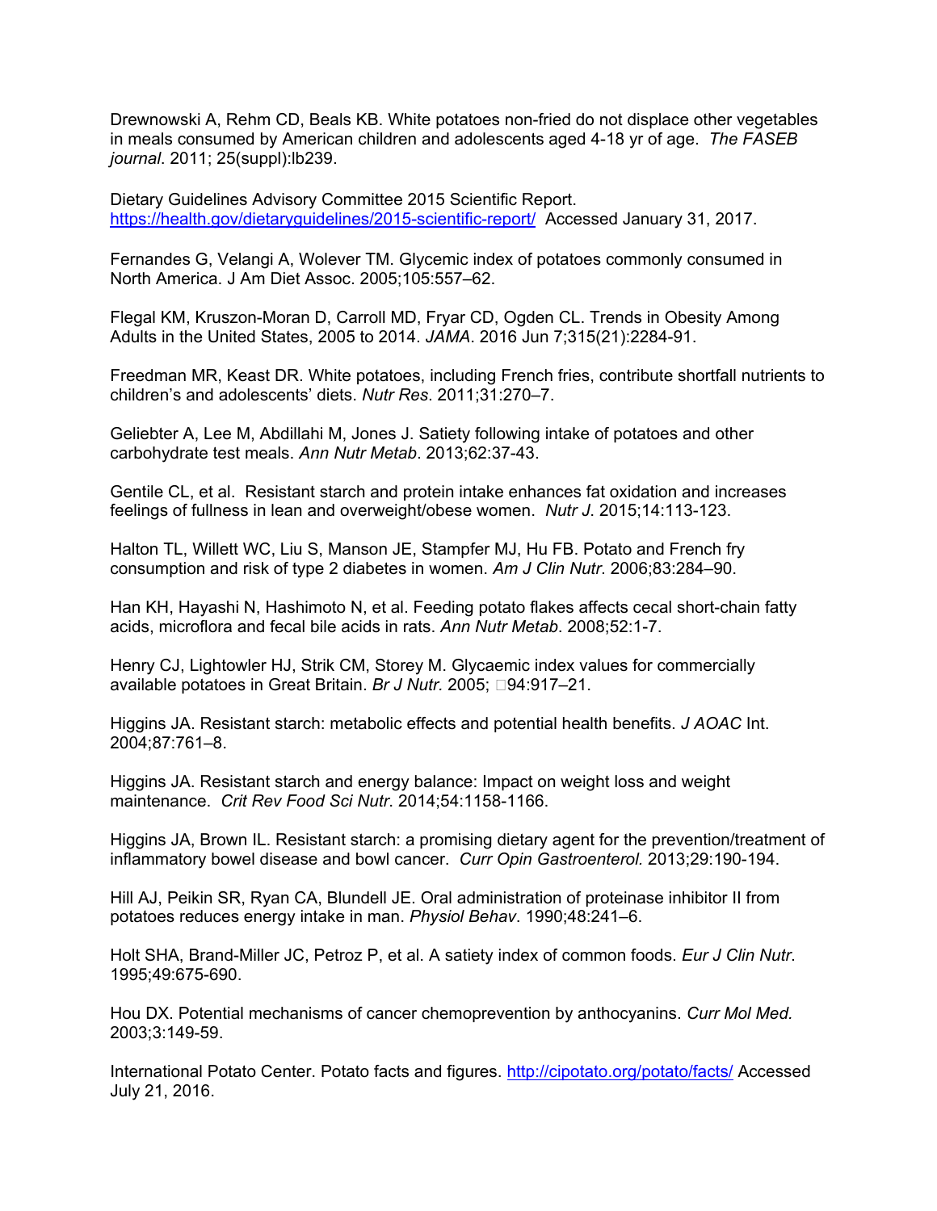Drewnowski A, Rehm CD, Beals KB. White potatoes non-fried do not displace other vegetables in meals consumed by American children and adolescents aged 4-18 yr of age. *The FASEB journal*. 2011; 25(suppl):lb239.

Dietary Guidelines Advisory Committee 2015 Scientific Report. https://health.gov/dietaryguidelines/2015-scientific-report/ Accessed January 31, 2017.

Fernandes G, Velangi A, Wolever TM. Glycemic index of potatoes commonly consumed in North America. J Am Diet Assoc. 2005;105:557–62.

Flegal KM, Kruszon-Moran D, Carroll MD, Fryar CD, Ogden CL. Trends in Obesity Among Adults in the United States, 2005 to 2014. *JAMA*. 2016 Jun 7;315(21):2284-91.

Freedman MR, Keast DR. White potatoes, including French fries, contribute shortfall nutrients to children's and adolescents' diets. *Nutr Res*. 2011;31:270–7.

Geliebter A, Lee M, Abdillahi M, Jones J. Satiety following intake of potatoes and other carbohydrate test meals. *Ann Nutr Metab*. 2013;62:37-43.

Gentile CL, et al. Resistant starch and protein intake enhances fat oxidation and increases feelings of fullness in lean and overweight/obese women. *Nutr J*. 2015;14:113-123.

Halton TL, Willett WC, Liu S, Manson JE, Stampfer MJ, Hu FB. Potato and French fry consumption and risk of type 2 diabetes in women. *Am J Clin Nutr*. 2006;83:284–90.

Han KH, Hayashi N, Hashimoto N, et al. Feeding potato flakes affects cecal short-chain fatty acids, microflora and fecal bile acids in rats. *Ann Nutr Metab*. 2008;52:1-7.

Henry CJ, Lightowler HJ, Strik CM, Storey M. Glycaemic index values for commercially available potatoes in Great Britain. *Br J Nutr.* 2005; 94:917–21.

Higgins JA. Resistant starch: metabolic effects and potential health benefits. *J AOAC* Int. 2004;87:761–8.

Higgins JA. Resistant starch and energy balance: Impact on weight loss and weight maintenance. *Crit Rev Food Sci Nutr*. 2014;54:1158-1166.

Higgins JA, Brown IL. Resistant starch: a promising dietary agent for the prevention/treatment of inflammatory bowel disease and bowl cancer. *Curr Opin Gastroenterol.* 2013;29:190-194.

Hill AJ, Peikin SR, Ryan CA, Blundell JE. Oral administration of proteinase inhibitor II from potatoes reduces energy intake in man. *Physiol Behav*. 1990;48:241–6.

Holt SHA, Brand-Miller JC, Petroz P, et al. A satiety index of common foods. *Eur J Clin Nutr.* 1995;49:675-690.

Hou DX. Potential mechanisms of cancer chemoprevention by anthocyanins. *Curr Mol Med.* 2003;3:149-59.

International Potato Center. Potato facts and figures. http://cipotato.org/potato/facts/ Accessed July 21, 2016.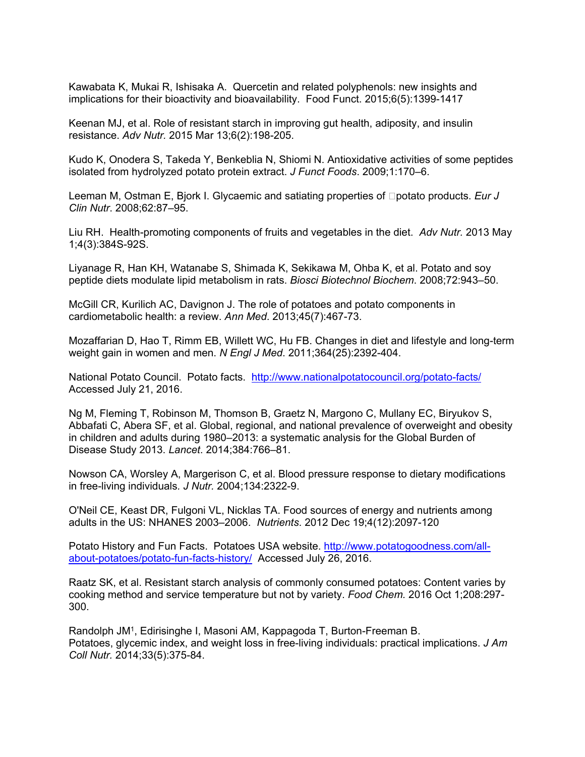Kawabata K, Mukai R, Ishisaka A. Quercetin and related polyphenols: new insights and implications for their bioactivity and bioavailability. Food Funct. 2015;6(5):1399-1417

Keenan MJ, et al. Role of resistant starch in improving gut health, adiposity, and insulin resistance. *Adv Nutr.* 2015 Mar 13;6(2):198-205.

Kudo K, Onodera S, Takeda Y, Benkeblia N, Shiomi N. Antioxidative activities of some peptides isolated from hydrolyzed potato protein extract. *J Funct Foods*. 2009;1:170–6.

Leeman M, Ostman E, Bjork I. Glycaemic and satiating properties of potato products. *Eur J Clin Nutr*. 2008;62:87–95.

Liu RH. Health-promoting components of fruits and vegetables in the diet. *Adv Nutr.* 2013 May 1;4(3):384S-92S.

Liyanage R, Han KH, Watanabe S, Shimada K, Sekikawa M, Ohba K, et al. Potato and soy peptide diets modulate lipid metabolism in rats. *Biosci Biotechnol Biochem*. 2008;72:943–50.

McGill CR, Kurilich AC, Davignon J. The role of potatoes and potato components in cardiometabolic health: a review. *Ann Med*. 2013;45(7):467-73.

Mozaffarian D, Hao T, Rimm EB, Willett WC, Hu FB. Changes in diet and lifestyle and long-term weight gain in women and men. *N Engl J Med*. 2011;364(25):2392-404.

National Potato Council. Potato facts. http://www.nationalpotatocouncil.org/potato-facts/ Accessed July 21, 2016.

Ng M, Fleming T, Robinson M, Thomson B, Graetz N, Margono C, Mullany EC, Biryukov S, Abbafati C, Abera SF, et al. Global, regional, and national prevalence of overweight and obesity in children and adults during 1980–2013: a systematic analysis for the Global Burden of Disease Study 2013. *Lancet*. 2014;384:766–81.

Nowson CA, Worsley A, Margerison C, et al. Blood pressure response to dietary modifications in free-living individuals*. J Nutr.* 2004;134:2322-9.

O'Neil CE, Keast DR, Fulgoni VL, Nicklas TA. Food sources of energy and nutrients among adults in the US: NHANES 2003–2006. *Nutrients*. 2012 Dec 19;4(12):2097-120

Potato History and Fun Facts. Potatoes USA website. http://www.potatogoodness.com/all-about-potatoes/potato-fun-facts-history/ Accessed July 26, 2016.

Raatz SK, et al. Resistant starch analysis of commonly consumed potatoes: Content varies by cooking method and service temperature but not by variety. *Food Chem.* 2016 Oct 1;208:297-300.

Randolph JM[1], Edirisinghe I, Masoni AM, Kappagoda T, Burton-Freeman B. Potatoes, glycemic index, and weight loss in free-living individuals: practical implications. *J Am Coll Nutr.* 2014;33(5):375-84.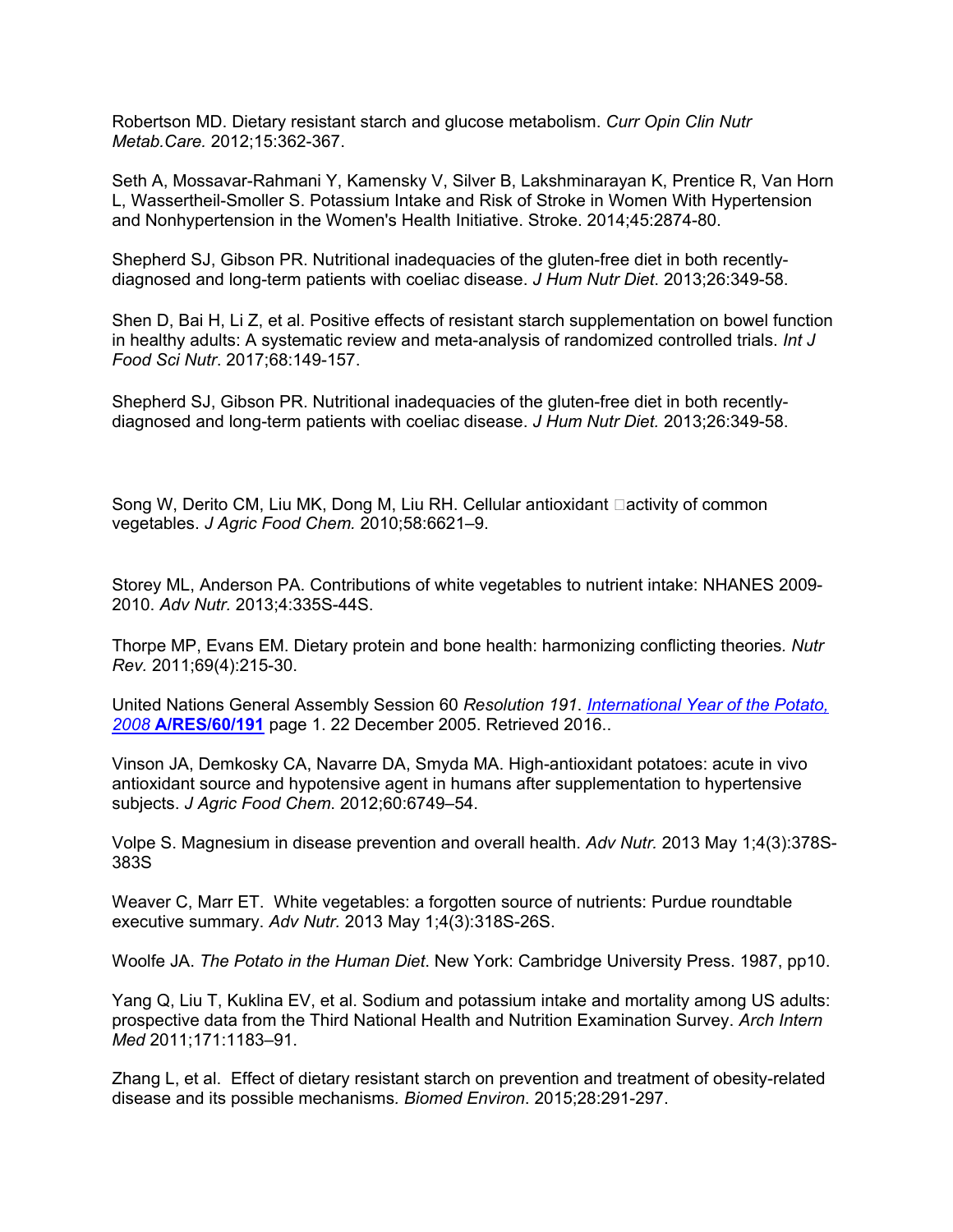Robertson MD. Dietary resistant starch and glucose metabolism. *Curr Opin Clin Nutr Metab.Care.* 2012;15:362-367.

Seth A, Mossavar-Rahmani Y, Kamensky V, Silver B, Lakshminarayan K, Prentice R, Van Horn L, Wassertheil-Smoller S. Potassium Intake and Risk of Stroke in Women With Hypertension and Nonhypertension in the Women's Health Initiative. Stroke. 2014;45:2874-80.

Shepherd SJ, Gibson PR. Nutritional inadequacies of the gluten-free diet in both recently-diagnosed and long-term patients with coeliac disease. *J Hum Nutr Diet*. 2013;26:349-58.

Shen D, Bai H, Li Z, et al. Positive effects of resistant starch supplementation on bowel function in healthy adults: A systematic review and meta-analysis of randomized controlled trials. *Int J Food Sci Nutr*. 2017;68:149-157.

Shepherd SJ, Gibson PR. Nutritional inadequacies of the gluten-free diet in both recently-diagnosed and long-term patients with coeliac disease. *J Hum Nutr Diet.* 2013;26:349-58.

Song W, Derito CM, Liu MK, Dong M, Liu RH. Cellular antioxidant activity of common vegetables. *J Agric Food Chem.* 2010;58:6621–9.

Storey ML, Anderson PA. Contributions of white vegetables to nutrient intake: NHANES 2009-2010. *Adv Nutr.* 2013;4:335S-44S.

Thorpe MP, Evans EM. Dietary protein and bone health: harmonizing conflicting theories. *Nutr Rev.* 2011;69(4):215-30.

United Nations General Assembly Session 60 *Resolution 191*. *International Year of the Potato, 2008* **A/RES/60/191** page 1. 22 December 2005. Retrieved 2016..

Vinson JA, Demkosky CA, Navarre DA, Smyda MA. High-antioxidant potatoes: acute in vivo antioxidant source and hypotensive agent in humans after supplementation to hypertensive subjects. *J Agric Food Chem.* 2012;60:6749–54.

Volpe S. Magnesium in disease prevention and overall health. *Adv Nutr.* 2013 May 1;4(3):378S-383S

Weaver C, Marr ET. White vegetables: a forgotten source of nutrients: Purdue roundtable executive summary. *Adv Nutr.* 2013 May 1;4(3):318S-26S.

Woolfe JA. *The Potato in the Human Diet*. New York: Cambridge University Press. 1987, pp10.

Yang Q, Liu T, Kuklina EV, et al. Sodium and potassium intake and mortality among US adults: prospective data from the Third National Health and Nutrition Examination Survey. *Arch Intern Med* 2011;171:1183–91.

Zhang L, et al. Effect of dietary resistant starch on prevention and treatment of obesity-related disease and its possible mechanisms*. Biomed Environ*. 2015;28:291-297.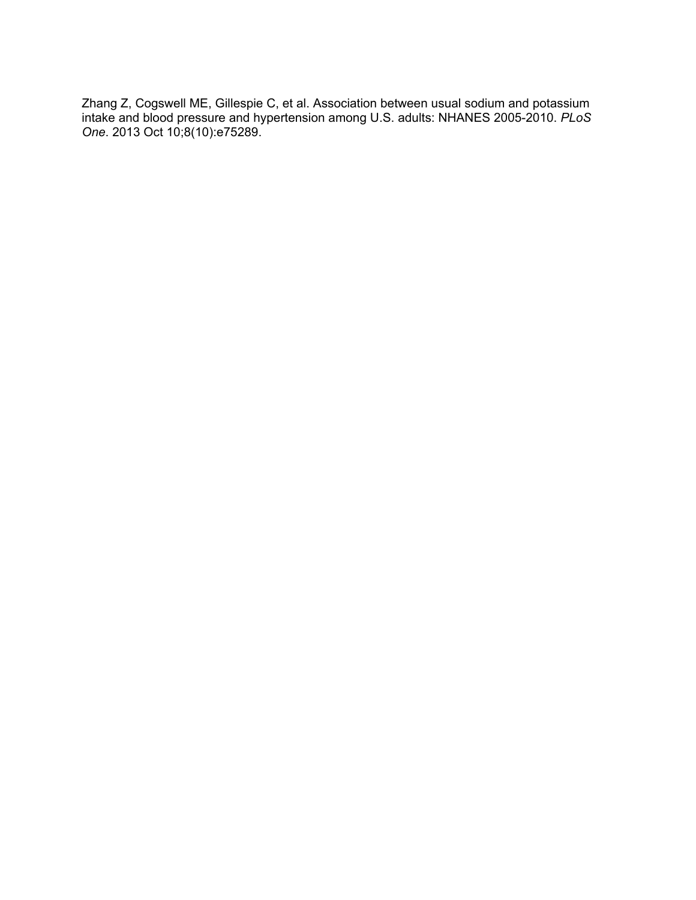Zhang Z, Cogswell ME, Gillespie C, et al. Association between usual sodium and potassium intake and blood pressure and hypertension among U.S. adults: NHANES 2005-2010. *PLoS One*. 2013 Oct 10;8(10):e75289.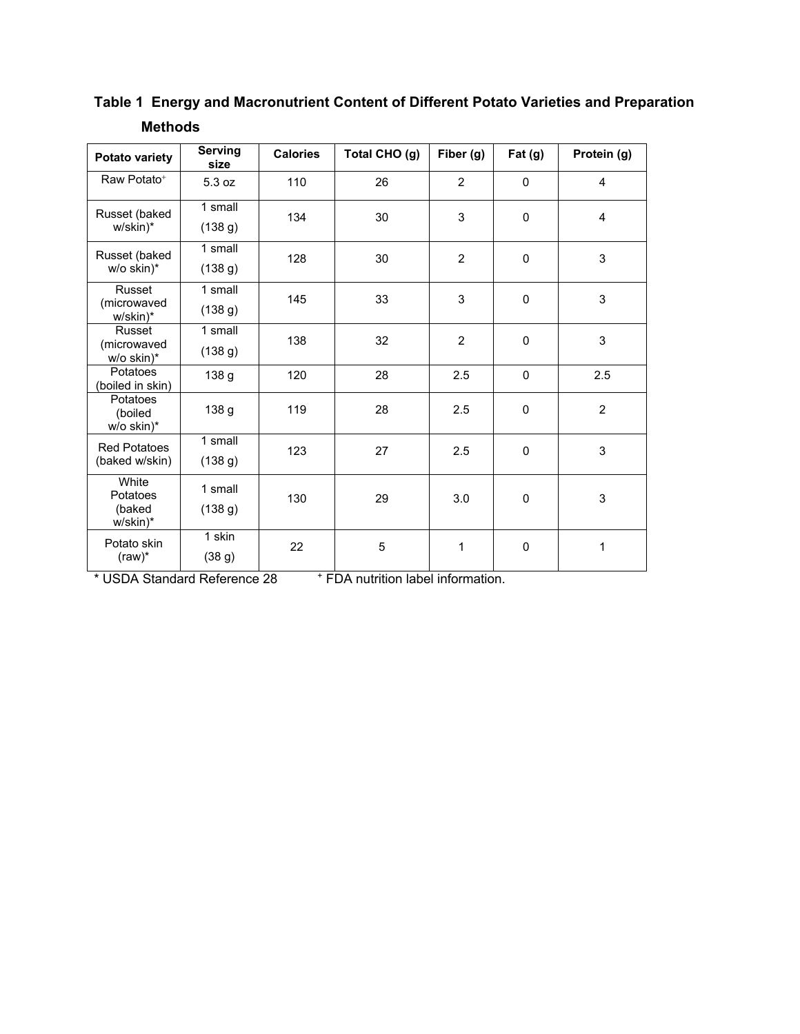**Table 1 Energy and Macronutrient Content of Different Potato Varieties and Preparation Methods**

| Potato variety | Serving size | Calories | Total CHO (g) | Fiber (g) | Fat (g) | Protein (g) |
|---|---|---|---|---|---|---|
| Raw Potato⁺ | 5.3 oz | 110 | 26 | 2 | 0 | 4 |
| Russet (baked w/skin)* | 1 small (138 g) | 134 | 30 | 3 | 0 | 4 |
| Russet (baked w/o skin)* | 1 small (138 g) | 128 | 30 | 2 | 0 | 3 |
| Russet (microwaved w/skin)* | 1 small (138 g) | 145 | 33 | 3 | 0 | 3 |
| Russet (microwaved w/o skin)* | 1 small (138 g) | 138 | 32 | 2 | 0 | 3 |
| Potatoes (boiled in skin) | 138 g | 120 | 28 | 2.5 | 0 | 2.5 |
| Potatoes (boiled w/o skin)* | 138 g | 119 | 28 | 2.5 | 0 | 2 |
| Red Potatoes (baked w/skin) | 1 small (138 g) | 123 | 27 | 2.5 | 0 | 3 |
| White Potatoes (baked w/skin)* | 1 small (138 g) | 130 | 29 | 3.0 | 0 | 3 |
| Potato skin (raw)* | 1 skin (38 g) | 22 | 5 | 1 | 0 | 1 |

* USDA Standard Reference 28  ⁺ FDA nutrition label information.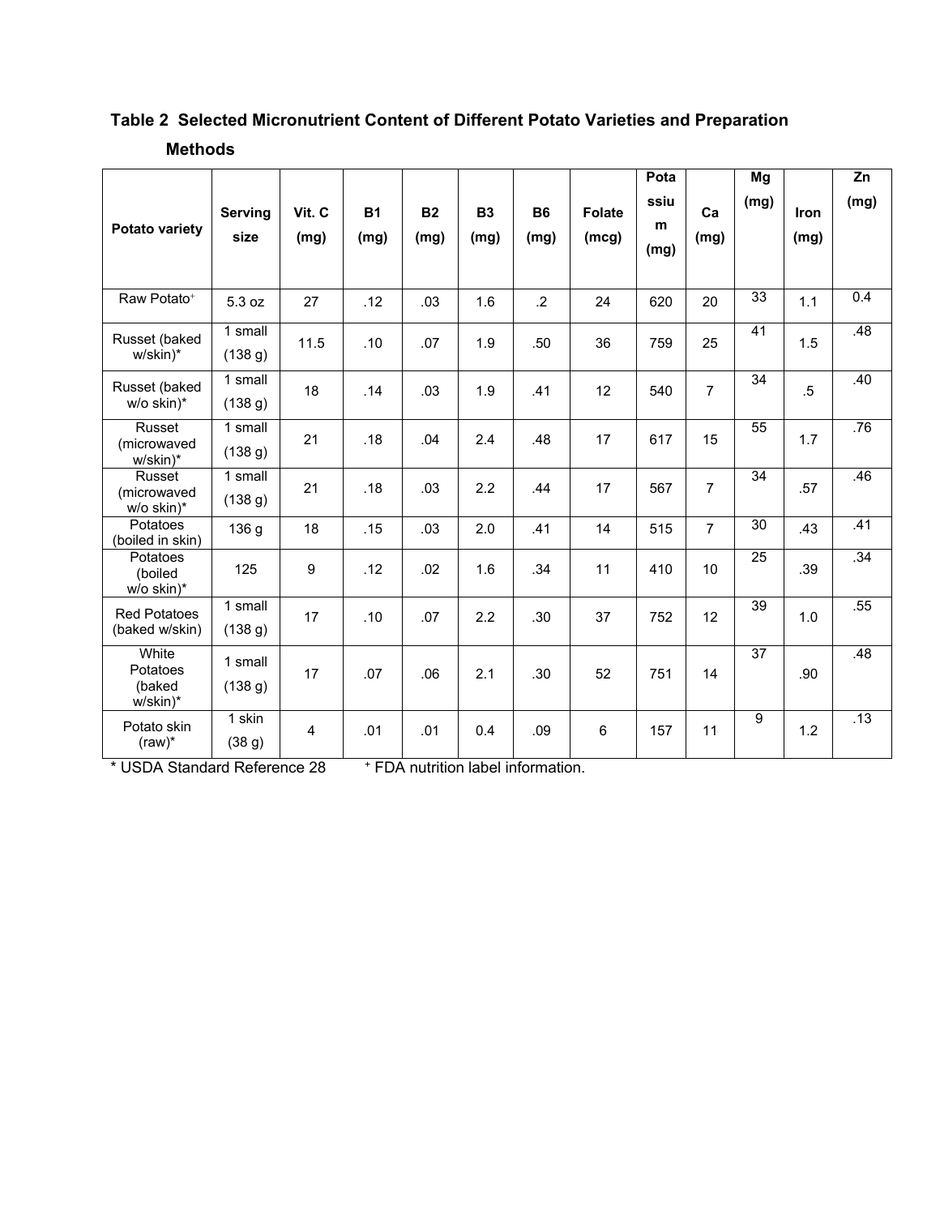**Table 2 Selected Micronutrient Content of Different Potato Varieties and Preparation Methods**

| Potato variety | Serving size | Vit. C (mg) | B1 (mg) | B2 (mg) | B3 (mg) | B6 (mg) | Folate (mcg) | Potassium (mg) | Ca (mg) | Mg (mg) | Iron (mg) | Zn (mg) |
|---|---|---|---|---|---|---|---|---|---|---|---|---|
| Raw Potato⁺ | 5.3 oz | 27 | .12 | .03 | 1.6 | .2 | 24 | 620 | 20 | 33 | 1.1 | 0.4 |
| Russet (baked w/skin)* | 1 small (138 g) | 11.5 | .10 | .07 | 1.9 | .50 | 36 | 759 | 25 | 41 | 1.5 | .48 |
| Russet (baked w/o skin)* | 1 small (138 g) | 18 | .14 | .03 | 1.9 | .41 | 12 | 540 | 7 | 34 | .5 | .40 |
| Russet (microwaved w/skin)* | 1 small (138 g) | 21 | .18 | .04 | 2.4 | .48 | 17 | 617 | 15 | 55 | 1.7 | .76 |
| Russet (microwaved w/o skin)* | 1 small (138 g) | 21 | .18 | .03 | 2.2 | .44 | 17 | 567 | 7 | 34 | .57 | .46 |
| Potatoes (boiled in skin) | 136 g | 18 | .15 | .03 | 2.0 | .41 | 14 | 515 | 7 | 30 | .43 | .41 |
| Potatoes (boiled w/o skin)* | 125 | 9 | .12 | .02 | 1.6 | .34 | 11 | 410 | 10 | 25 | .39 | .34 |
| Red Potatoes (baked w/skin) | 1 small (138 g) | 17 | .10 | .07 | 2.2 | .30 | 37 | 752 | 12 | 39 | 1.0 | .55 |
| White Potatoes (baked w/skin)* | 1 small (138 g) | 17 | .07 | .06 | 2.1 | .30 | 52 | 751 | 14 | 37 | .90 | .48 |
| Potato skin (raw)* | 1 skin (38 g) | 4 | .01 | .01 | 0.4 | .09 | 6 | 157 | 11 | 9 | 1.2 | .13 |

\* USDA Standard Reference 28 ⁺ FDA nutrition label information.